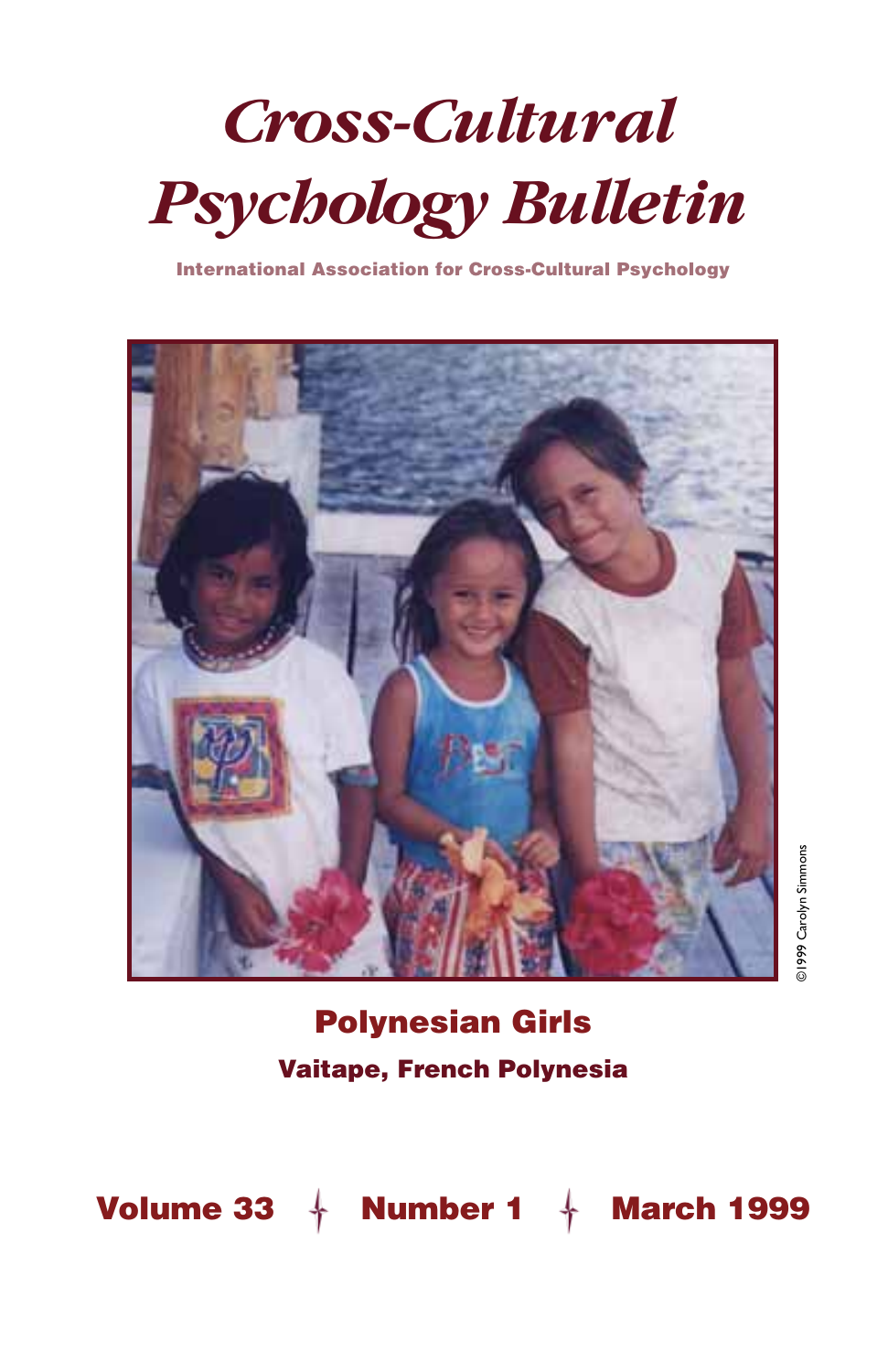# *Cross-Cultural Psychology Bulletin*

**International Association for Cross-Cultural Psychology**

©1999 Carolyn Simmons

## Polynesian Girls

### Vaitape, French Polynesia

**Volume 33 ✦ Number 1 ✦ March 1999**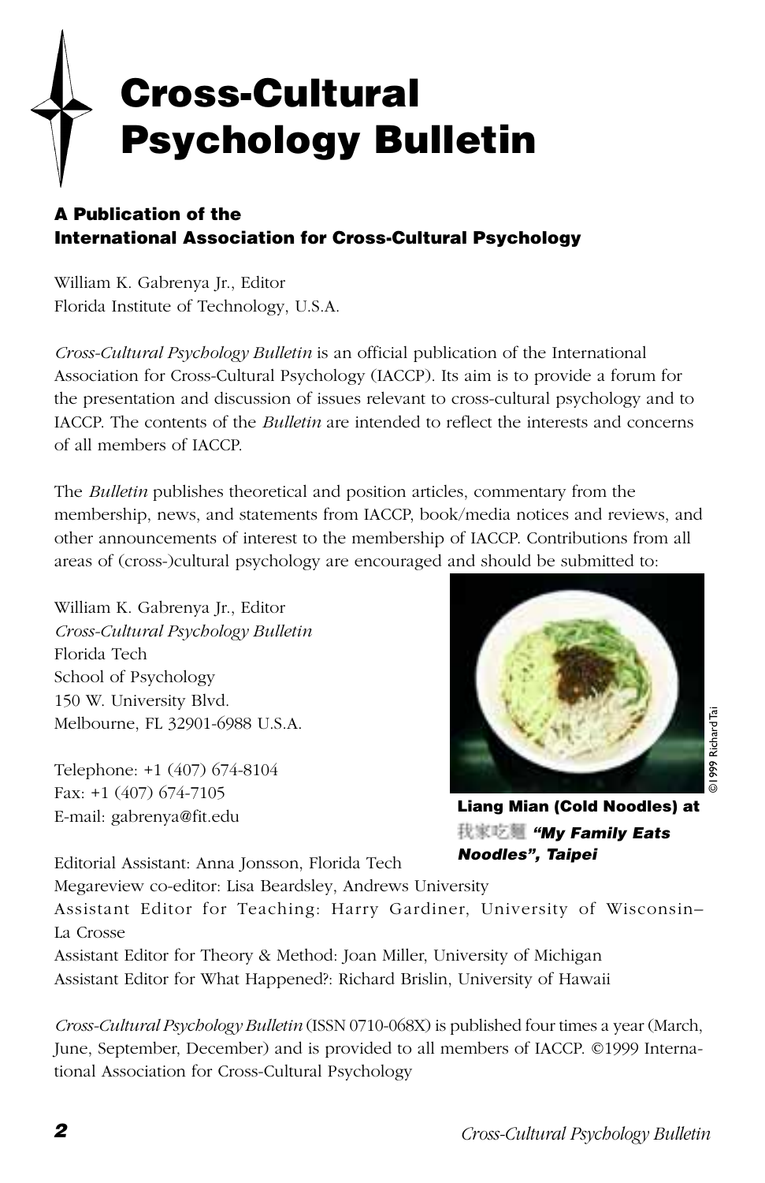# Cross-Cultural Psychology Bulletin

**A Publication of the International Association for Cross-Cultural Psychology**

William K. Gabrenya Jr., Editor
Florida Institute of Technology, U.S.A.

*Cross-Cultural Psychology Bulletin* is an official publication of the International Association for Cross-Cultural Psychology (IACCP). Its aim is to provide a forum for the presentation and discussion of issues relevant to cross-cultural psychology and to IACCP. The contents of the *Bulletin* are intended to reflect the interests and concerns of all members of IACCP.

The *Bulletin* publishes theoretical and position articles, commentary from the membership, news, and statements from IACCP, book/media notices and reviews, and other announcements of interest to the membership of IACCP. Contributions from all areas of (cross-)cultural psychology are encouraged and should be submitted to:

William K. Gabrenya Jr., Editor
*Cross-Cultural Psychology Bulletin*
Florida Tech
School of Psychology
150 W. University Blvd.
Melbourne, FL 32901-6988 U.S.A.

Telephone: +1 (407) 674-8104
Fax: +1 (407) 674-7105
E-mail: gabrenya@fit.edu

©1999 Richard Tai

**Liang Mian (Cold Noodles) at 我家吃麵 *"My Family Eats Noodles", Taipei***

Editorial Assistant: Anna Jonsson, Florida Tech
Megareview co-editor: Lisa Beardsley, Andrews University
Assistant Editor for Teaching: Harry Gardiner, University of Wisconsin–La Crosse
Assistant Editor for Theory & Method: Joan Miller, University of Michigan
Assistant Editor for What Happened?: Richard Brislin, University of Hawaii

*Cross-Cultural Psychology Bulletin* (ISSN 0710-068X) is published four times a year (March, June, September, December) and is provided to all members of IACCP. ©1999 International Association for Cross-Cultural Psychology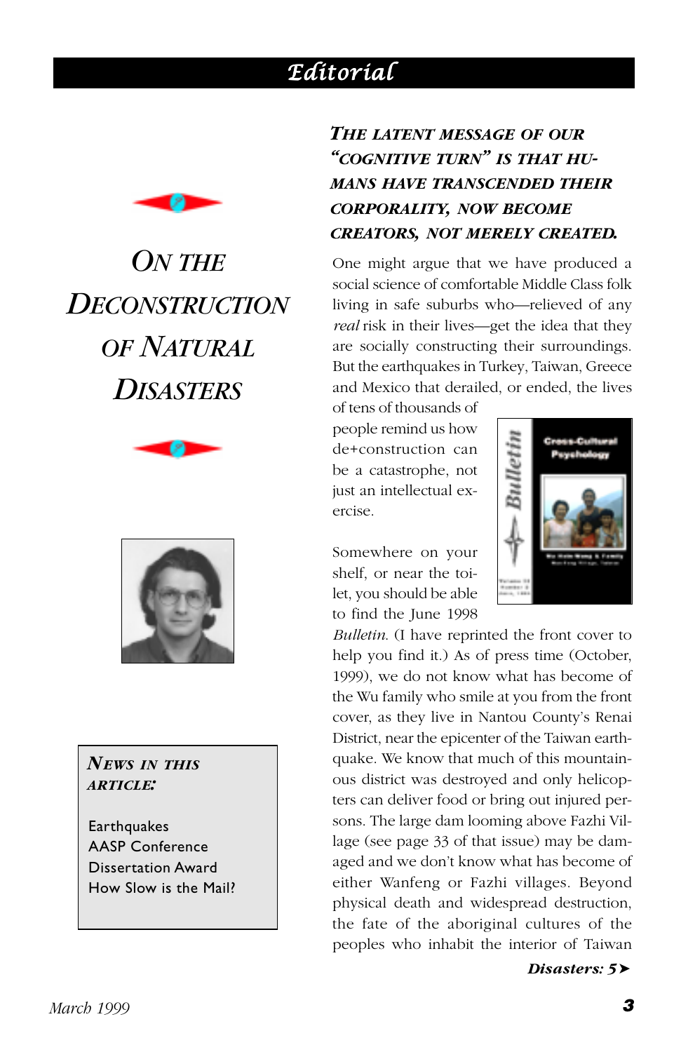# Editorial

## On the Deconstruction of Natural Disasters

**News in this article:**

Earthquakes
AASP Conference
Dissertation Award
How Slow is the Mail?

***The latent message of our "cognitive turn" is that humans have transcended their corporality, now become creators, not merely created.***

One might argue that we have produced a social science of comfortable Middle Class folk living in safe suburbs who—relieved of any *real* risk in their lives—get the idea that they are socially constructing their surroundings. But the earthquakes in Turkey, Taiwan, Greece and Mexico that derailed, or ended, the lives of tens of thousands of people remind us how de+construction can be a catastrophe, not just an intellectual exercise.

Somewhere on your shelf, or near the toilet, you should be able to find the June 1998 *Bulletin*. (I have reprinted the front cover to help you find it.) As of press time (October, 1999), we do not know what has become of the Wu family who smile at you from the front cover, as they live in Nantou County's Renai District, near the epicenter of the Taiwan earthquake. We know that much of this mountainous district was destroyed and only helicopters can deliver food or bring out injured persons. The large dam looming above Fazhi Village (see page 33 of that issue) may be damaged and we don't know what has become of either Wanfeng or Fazhi villages. Beyond physical death and widespread destruction, the fate of the aboriginal cultures of the peoples who inhabit the interior of Taiwan

***Disasters: 5➤***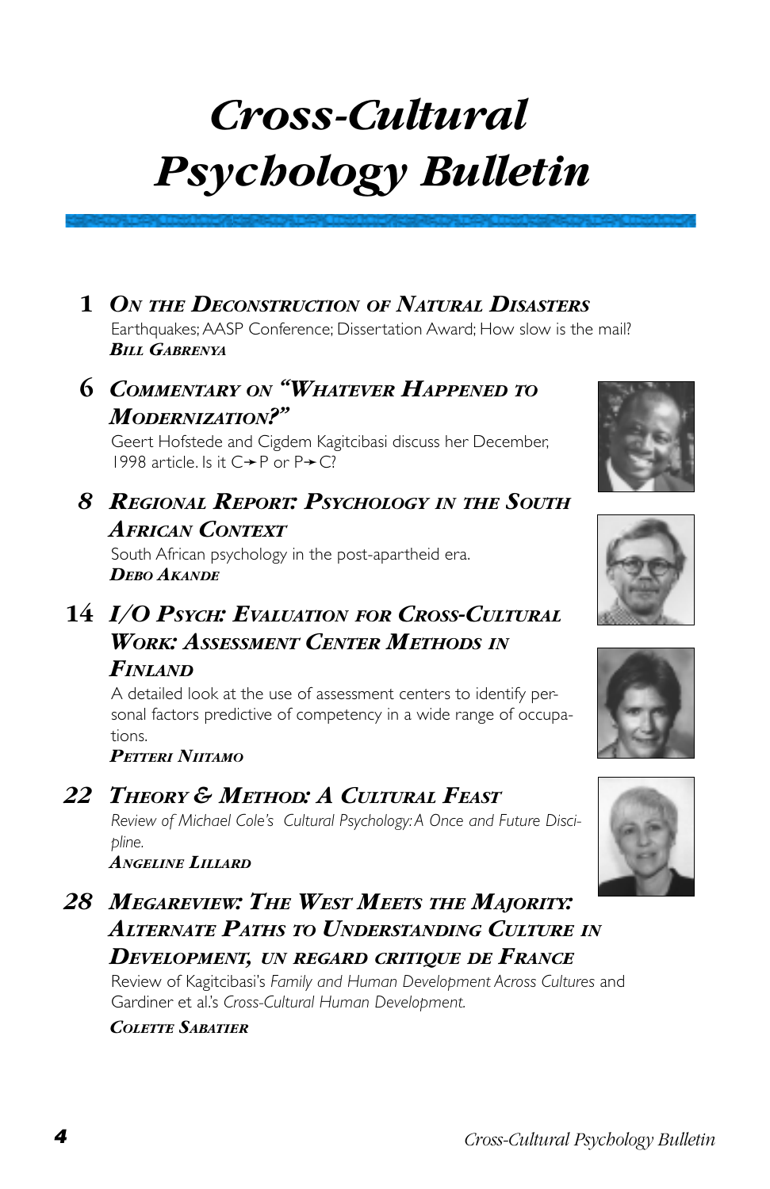# *Cross-Cultural Psychology Bulletin*

**1 *ON THE DECONSTRUCTION OF NATURAL DISASTERS***

Earthquakes; AASP Conference; Dissertation Award; How slow is the mail?

***BILL GABRENYA***

**6 *COMMENTARY ON "WHATEVER HAPPENED TO MODERNIZATION?"***

Geert Hofstede and Cigdem Kagitcibasi discuss her December, 1998 article. Is it C→P or P→C?

***8 REGIONAL REPORT: PSYCHOLOGY IN THE SOUTH AFRICAN CONTEXT***

South African psychology in the post-apartheid era.

***DEBO AKANDE***

**14 *I/O PSYCH: EVALUATION FOR CROSS-CULTURAL WORK: ASSESSMENT CENTER METHODS IN FINLAND***

A detailed look at the use of assessment centers to identify personal factors predictive of competency in a wide range of occupations.

***PETTERI NIITAMO***

***22 THEORY & METHOD: A CULTURAL FEAST***

*Review of Michael Cole's Cultural Psychology: A Once and Future Discipline.*

***ANGELINE LILLARD***

***28 MEGAREVIEW: THE WEST MEETS THE MAJORITY: ALTERNATE PATHS TO UNDERSTANDING CULTURE IN DEVELOPMENT, UN REGARD CRITIQUE DE FRANCE***

Review of Kagitcibasi's *Family and Human Development Across Cultures* and Gardiner et al.'s *Cross-Cultural Human Development.*

***COLETTE SABATIER***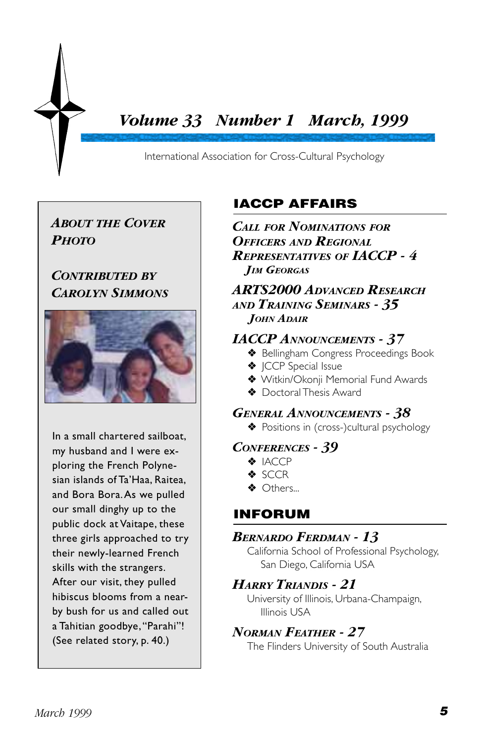# Volume 33 Number 1 March, 1999

International Association for Cross-Cultural Psychology

## *About the Cover Photo*

### *Contributed by Carolyn Simmons*

In a small chartered sailboat, my husband and I were exploring the French Polynesian islands of Ta'Haa, Raitea, and Bora Bora. As we pulled our small dinghy up to the public dock at Vaitape, these three girls approached to try their newly-learned French skills with the strangers. After our visit, they pulled hibiscus blooms from a nearby bush for us and called out a Tahitian goodbye, "Parahi"! (See related story, p. 40.)

## IACCP AFFAIRS

### *Call for Nominations for Officers and Regional Representatives of IACCP - 4*

*Jim Georgas*

### *ARTS2000 Advanced Research and Training Seminars - 35*

*John Adair*

### *IACCP Announcements - 37*

- Bellingham Congress Proceedings Book
- JCCP Special Issue
- Witkin/Okonji Memorial Fund Awards
- Doctoral Thesis Award

### *General Announcements - 38*

- Positions in (cross-)cultural psychology

### *Conferences - 39*

- IACCP
- SCCR
- Others...

## INFORUM

### *Bernardo Ferdman - 13*

California School of Professional Psychology, San Diego, California USA

### *Harry Triandis - 21*

University of Illinois, Urbana-Champaign, Illinois USA

### *Norman Feather - 27*

The Flinders University of South Australia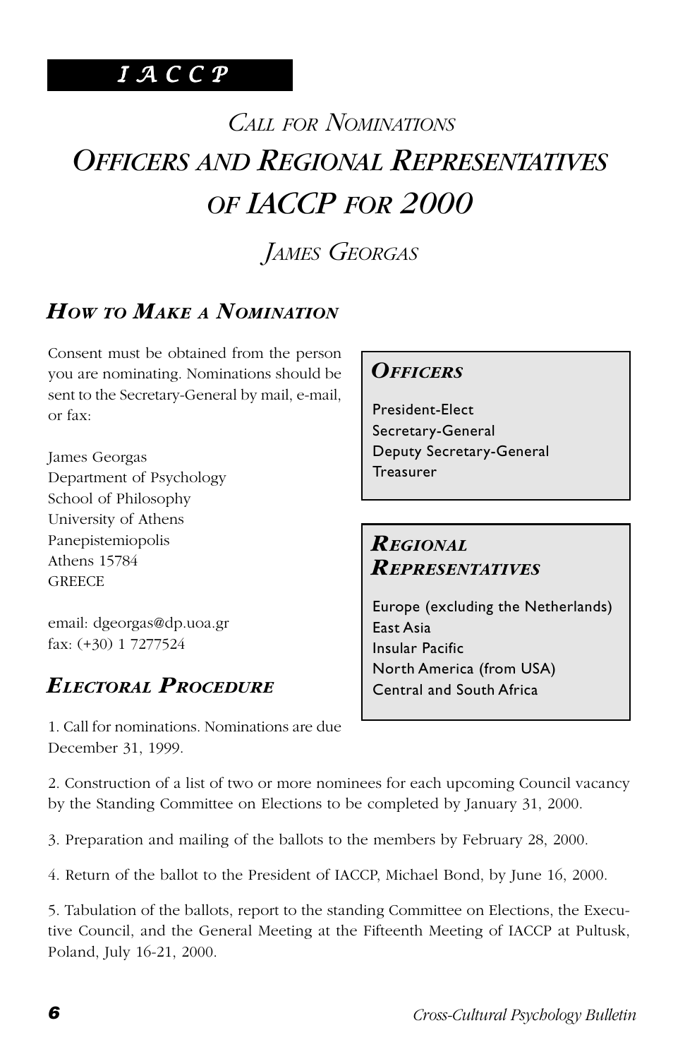I A C C P

# *Call for Nominations*

# *Officers and Regional Representatives of IACCP for 2000*

*James Georgas*

## *How to Make a Nomination*

Consent must be obtained from the person you are nominating. Nominations should be sent to the Secretary-General by mail, e-mail, or fax:

James Georgas
Department of Psychology
School of Philosophy
University of Athens
Panepistemiopolis
Athens 15784
GREECE

email: dgeorgas@dp.uoa.gr
fax: (+30) 1 7277524

### *Officers*

- President-Elect
- Secretary-General
- Deputy Secretary-General
- Treasurer

### *Regional Representatives*

- Europe (excluding the Netherlands)
- East Asia
- Insular Pacific
- North America (from USA)
- Central and South Africa

## *Electoral Procedure*

1. Call for nominations. Nominations are due December 31, 1999.

2. Construction of a list of two or more nominees for each upcoming Council vacancy by the Standing Committee on Elections to be completed by January 31, 2000.

3. Preparation and mailing of the ballots to the members by February 28, 2000.

4. Return of the ballot to the President of IACCP, Michael Bond, by June 16, 2000.

5. Tabulation of the ballots, report to the standing Committee on Elections, the Executive Council, and the General Meeting at the Fifteenth Meeting of IACCP at Pultusk, Poland, July 16-21, 2000.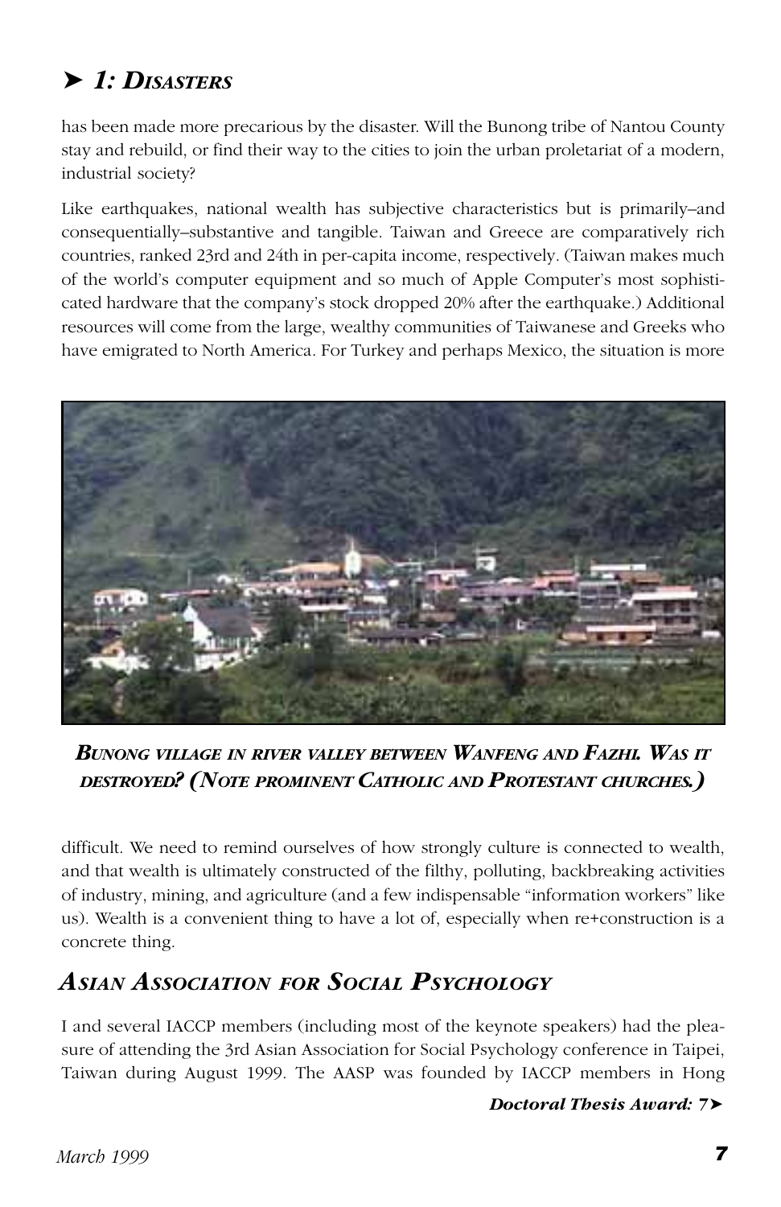## ➤ 1: Disasters

has been made more precarious by the disaster. Will the Bunong tribe of Nantou County stay and rebuild, or find their way to the cities to join the urban proletariat of a modern, industrial society?

Like earthquakes, national wealth has subjective characteristics but is primarily–and consequentially–substantive and tangible. Taiwan and Greece are comparatively rich countries, ranked 23rd and 24th in per-capita income, respectively. (Taiwan makes much of the world's computer equipment and so much of Apple Computer's most sophisticated hardware that the company's stock dropped 20% after the earthquake.) Additional resources will come from the large, wealthy communities of Taiwanese and Greeks who have emigrated to North America. For Turkey and perhaps Mexico, the situation is more difficult. We need to remind ourselves of how strongly culture is connected to wealth, and that wealth is ultimately constructed of the filthy, polluting, backbreaking activities of industry, mining, and agriculture (and a few indispensable "information workers" like us). Wealth is a convenient thing to have a lot of, especially when re+construction is a concrete thing.

***Bunong village in river valley between Wanfeng and Fazhi. Was it destroyed? (Note prominent Catholic and Protestant churches.)***

## *Asian Association for Social Psychology*

I and several IACCP members (including most of the keynote speakers) had the pleasure of attending the 3rd Asian Association for Social Psychology conference in Taipei, Taiwan during August 1999. The AASP was founded by IACCP members in Hong

***Doctoral Thesis Award: 7➤***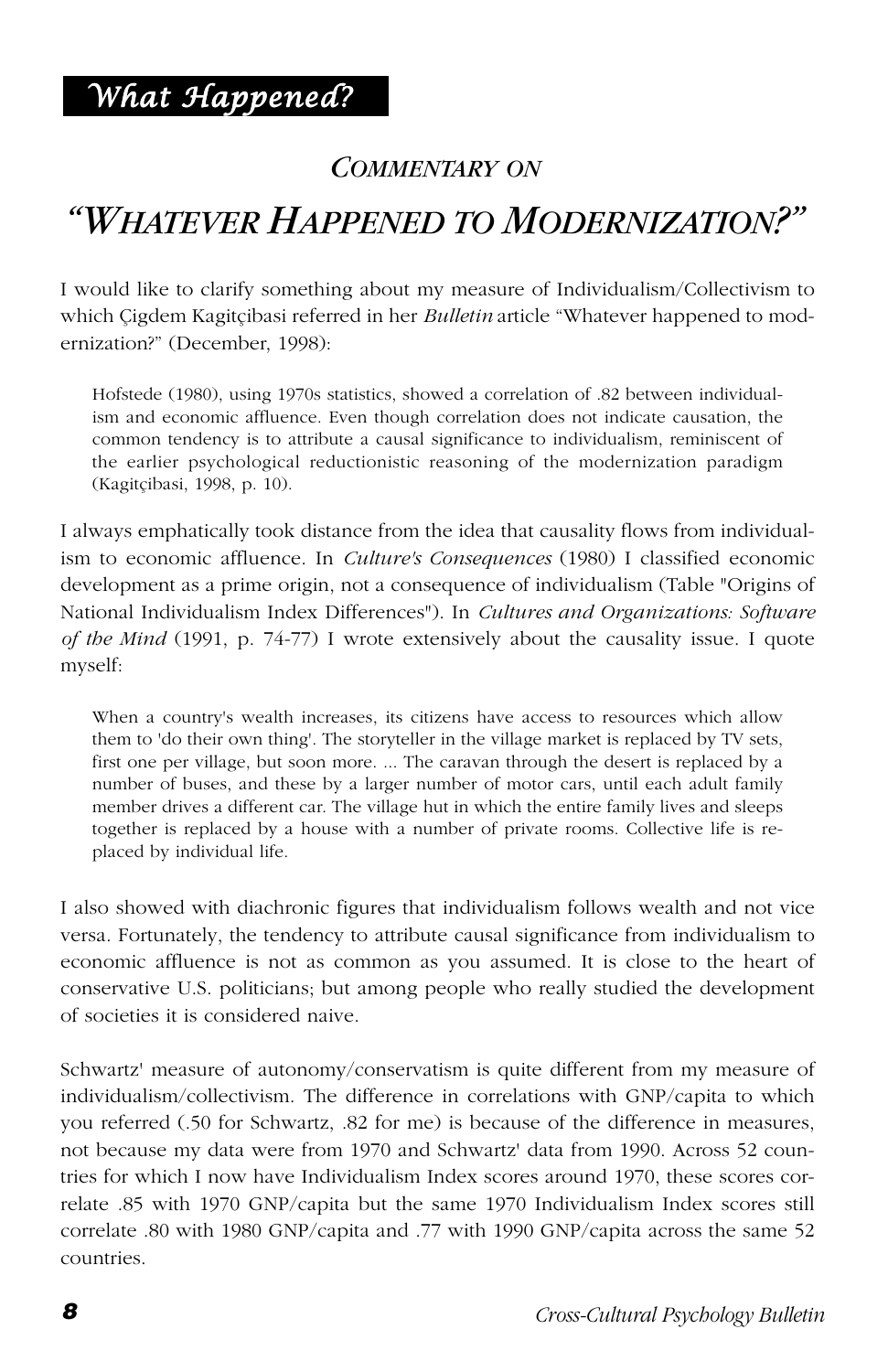## *What Happened?*

### *COMMENTARY ON*

# *"WHATEVER HAPPENED TO MODERNIZATION?"*

I would like to clarify something about my measure of Individualism/Collectivism to which Çigdem Kagitçibasi referred in her *Bulletin* article "Whatever happened to modernization?" (December, 1998):

> Hofstede (1980), using 1970s statistics, showed a correlation of .82 between individualism and economic affluence. Even though correlation does not indicate causation, the common tendency is to attribute a causal significance to individualism, reminiscent of the earlier psychological reductionistic reasoning of the modernization paradigm (Kagitçibasi, 1998, p. 10).

I always emphatically took distance from the idea that causality flows from individualism to economic affluence. In *Culture's Consequences* (1980) I classified economic development as a prime origin, not a consequence of individualism (Table "Origins of National Individualism Index Differences"). In *Cultures and Organizations: Software of the Mind* (1991, p. 74-77) I wrote extensively about the causality issue. I quote myself:

> When a country's wealth increases, its citizens have access to resources which allow them to 'do their own thing'. The storyteller in the village market is replaced by TV sets, first one per village, but soon more. ... The caravan through the desert is replaced by a number of buses, and these by a larger number of motor cars, until each adult family member drives a different car. The village hut in which the entire family lives and sleeps together is replaced by a house with a number of private rooms. Collective life is replaced by individual life.

I also showed with diachronic figures that individualism follows wealth and not vice versa. Fortunately, the tendency to attribute causal significance from individualism to economic affluence is not as common as you assumed. It is close to the heart of conservative U.S. politicians; but among people who really studied the development of societies it is considered naive.

Schwartz' measure of autonomy/conservatism is quite different from my measure of individualism/collectivism. The difference in correlations with GNP/capita to which you referred (.50 for Schwartz, .82 for me) is because of the difference in measures, not because my data were from 1970 and Schwartz' data from 1990. Across 52 countries for which I now have Individualism Index scores around 1970, these scores correlate .85 with 1970 GNP/capita but the same 1970 Individualism Index scores still correlate .80 with 1980 GNP/capita and .77 with 1990 GNP/capita across the same 52 countries.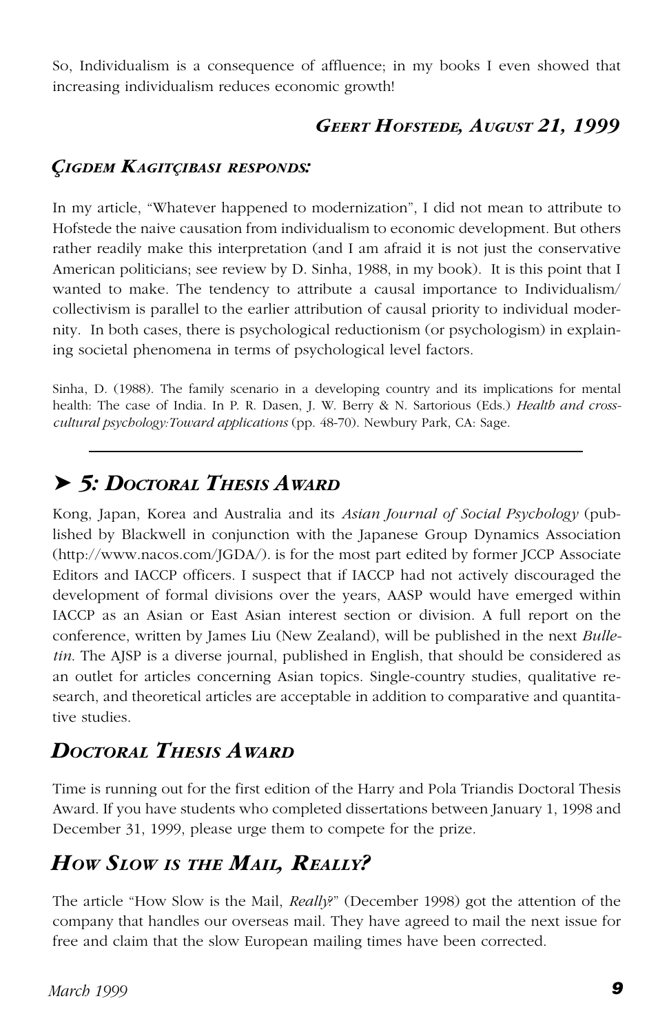So, Individualism is a consequence of affluence; in my books I even showed that increasing individualism reduces economic growth!

***GEERT HOFSTEDE, AUGUST 21, 1999***

### *ÇIGDEM KAGITÇIBASI RESPONDS:*

In my article, "Whatever happened to modernization", I did not mean to attribute to Hofstede the naive causation from individualism to economic development. But others rather readily make this interpretation (and I am afraid it is not just the conservative American politicians; see review by D. Sinha, 1988, in my book). It is this point that I wanted to make. The tendency to attribute a causal importance to Individualism/ collectivism is parallel to the earlier attribution of causal priority to individual modernity. In both cases, there is psychological reductionism (or psychologism) in explaining societal phenomena in terms of psychological level factors.

Sinha, D. (1988). The family scenario in a developing country and its implications for mental health: The case of India. In P. R. Dasen, J. W. Berry & N. Sartorious (Eds.) *Health and cross-cultural psychology:Toward applications* (pp. 48-70). Newbury Park, CA: Sage.

---

## ➤ *5: DOCTORAL THESIS AWARD*

Kong, Japan, Korea and Australia and its *Asian Journal of Social Psychology* (published by Blackwell in conjunction with the Japanese Group Dynamics Association (http://www.nacos.com/JGDA/). is for the most part edited by former JCCP Associate Editors and IACCP officers. I suspect that if IACCP had not actively discouraged the development of formal divisions over the years, AASP would have emerged within IACCP as an Asian or East Asian interest section or division. A full report on the conference, written by James Liu (New Zealand), will be published in the next *Bulletin*. The AJSP is a diverse journal, published in English, that should be considered as an outlet for articles concerning Asian topics. Single-country studies, qualitative research, and theoretical articles are acceptable in addition to comparative and quantitative studies.

## *DOCTORAL THESIS AWARD*

Time is running out for the first edition of the Harry and Pola Triandis Doctoral Thesis Award. If you have students who completed dissertations between January 1, 1998 and December 31, 1999, please urge them to compete for the prize.

## *HOW SLOW IS THE MAIL, REALLY?*

The article "How Slow is the Mail, *Really*?" (December 1998) got the attention of the company that handles our overseas mail. They have agreed to mail the next issue for free and claim that the slow European mailing times have been corrected.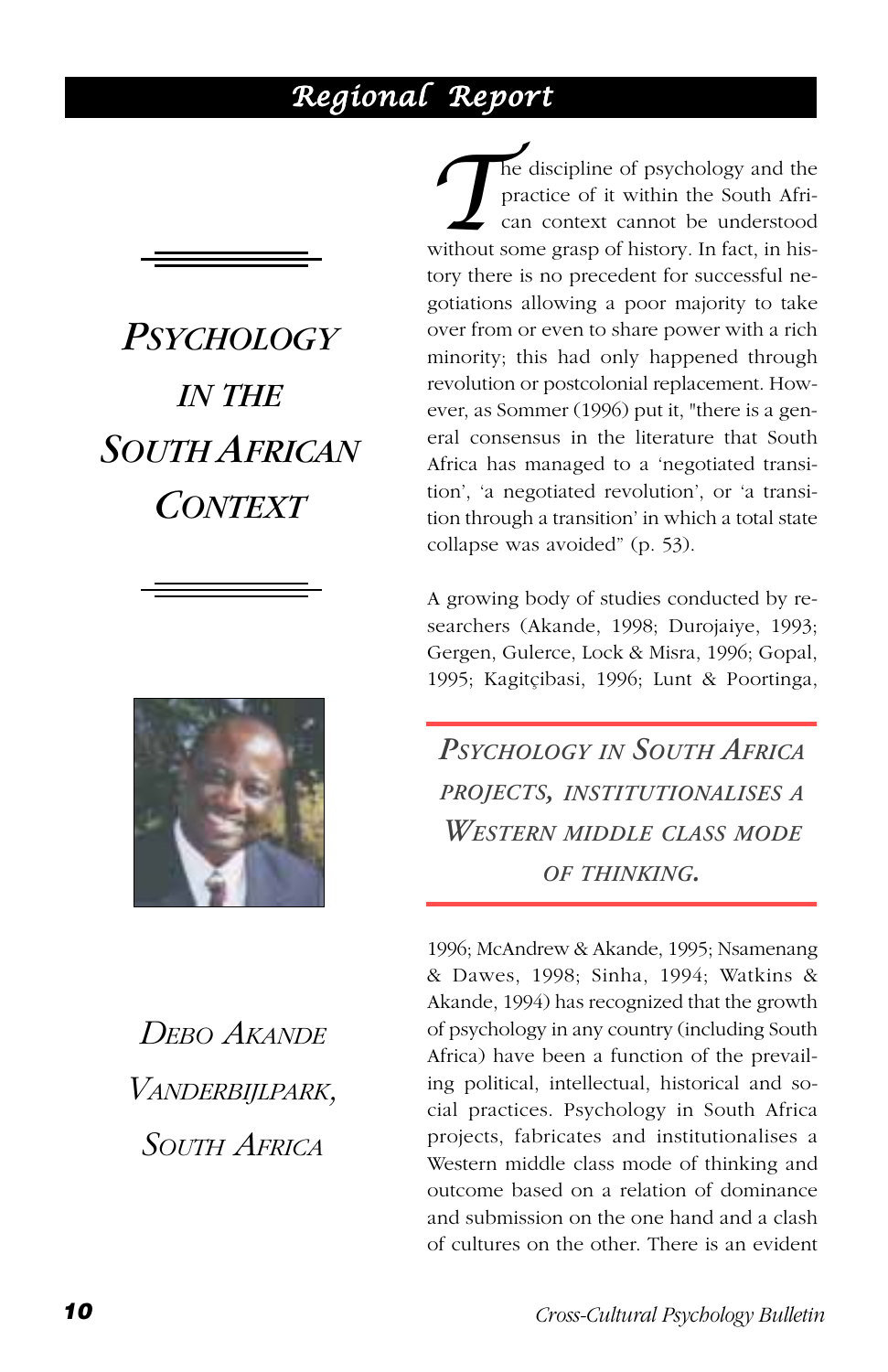## Regional Report

# Psychology in the South African Context

*Debo Akande*
*Vanderbijlpark, South Africa*

The discipline of psychology and the practice of it within the South African context cannot be understood without some grasp of history. In fact, in history there is no precedent for successful negotiations allowing a poor majority to take over from or even to share power with a rich minority; this had only happened through revolution or postcolonial replacement. However, as Sommer (1996) put it, "there is a general consensus in the literature that South Africa has managed to a 'negotiated transition', 'a negotiated revolution', or 'a transition through a transition' in which a total state collapse was avoided" (p. 53).

A growing body of studies conducted by researchers (Akande, 1998; Durojaiye, 1993; Gergen, Gulerce, Lock & Misra, 1996; Gopal, 1995; Kagitçibasi, 1996; Lunt & Poortinga, 1996; McAndrew & Akande, 1995; Nsamenang & Dawes, 1998; Sinha, 1994; Watkins & Akande, 1994) has recognized that the growth of psychology in any country (including South Africa) have been a function of the prevailing political, intellectual, historical and social practices. Psychology in South Africa projects, fabricates and institutionalises a Western middle class mode of thinking and outcome based on a relation of dominance and submission on the one hand and a clash of cultures on the other. There is an evident

> *Psychology in South Africa projects, institutionalises a Western middle class mode of thinking.*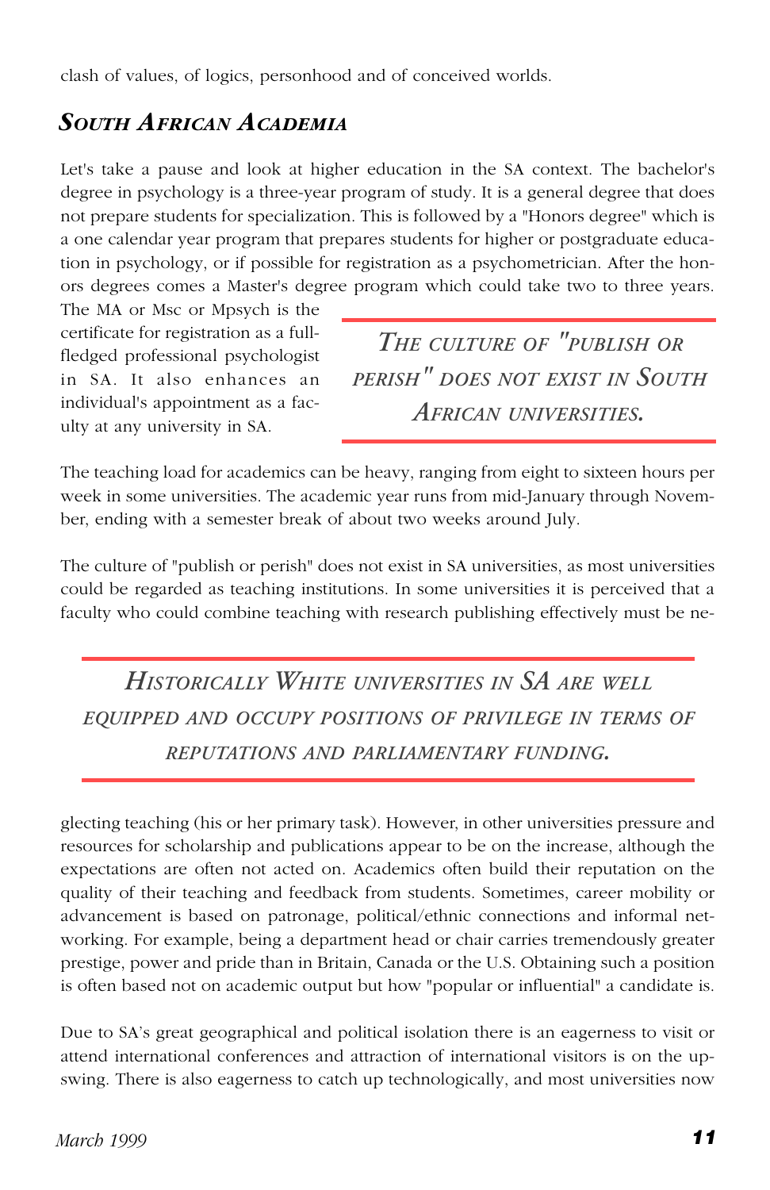clash of values, of logics, personhood and of conceived worlds.

## *South African Academia*

Let's take a pause and look at higher education in the SA context. The bachelor's degree in psychology is a three-year program of study. It is a general degree that does not prepare students for specialization. This is followed by a "Honors degree" which is a one calendar year program that prepares students for higher or postgraduate education in psychology, or if possible for registration as a psychometrician. After the honors degrees comes a Master's degree program which could take two to three years. The MA or Msc or Mpsych is the certificate for registration as a full-fledged professional psychologist in SA. It also enhances an individual's appointment as a faculty at any university in SA.

> *The culture of "publish or perish" does not exist in South African universities.*

The teaching load for academics can be heavy, ranging from eight to sixteen hours per week in some universities. The academic year runs from mid-January through November, ending with a semester break of about two weeks around July.

The culture of "publish or perish" does not exist in SA universities, as most universities could be regarded as teaching institutions. In some universities it is perceived that a faculty who could combine teaching with research publishing effectively must be neglecting teaching (his or her primary task). However, in other universities pressure and resources for scholarship and publications appear to be on the increase, although the expectations are often not acted on. Academics often build their reputation on the quality of their teaching and feedback from students. Sometimes, career mobility or advancement is based on patronage, political/ethnic connections and informal networking. For example, being a department head or chair carries tremendously greater prestige, power and pride than in Britain, Canada or the U.S. Obtaining such a position is often based not on academic output but how "popular or influential" a candidate is.

> *Historically White universities in SA are well equipped and occupy positions of privilege in terms of reputations and parliamentary funding.*

Due to SA's great geographical and political isolation there is an eagerness to visit or attend international conferences and attraction of international visitors is on the upswing. There is also eagerness to catch up technologically, and most universities now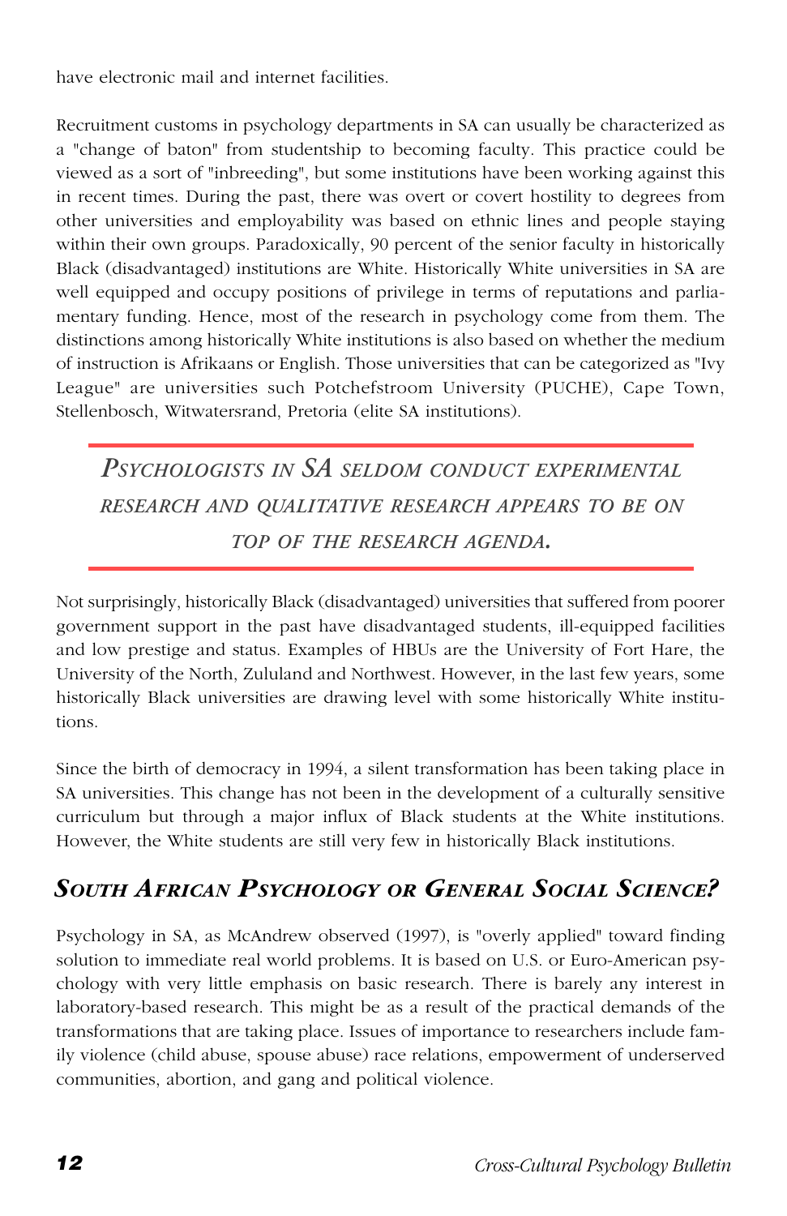have electronic mail and internet facilities.

Recruitment customs in psychology departments in SA can usually be characterized as a "change of baton" from studentship to becoming faculty. This practice could be viewed as a sort of "inbreeding", but some institutions have been working against this in recent times. During the past, there was overt or covert hostility to degrees from other universities and employability was based on ethnic lines and people staying within their own groups. Paradoxically, 90 percent of the senior faculty in historically Black (disadvantaged) institutions are White. Historically White universities in SA are well equipped and occupy positions of privilege in terms of reputations and parliamentary funding. Hence, most of the research in psychology come from them. The distinctions among historically White institutions is also based on whether the medium of instruction is Afrikaans or English. Those universities that can be categorized as "Ivy League" are universities such Potchefstroom University (PUCHE), Cape Town, Stellenbosch, Witwatersrand, Pretoria (elite SA institutions).

> *Psychologists in SA seldom conduct experimental research and qualitative research appears to be on top of the research agenda.*

Not surprisingly, historically Black (disadvantaged) universities that suffered from poorer government support in the past have disadvantaged students, ill-equipped facilities and low prestige and status. Examples of HBUs are the University of Fort Hare, the University of the North, Zululand and Northwest. However, in the last few years, some historically Black universities are drawing level with some historically White institutions.

Since the birth of democracy in 1994, a silent transformation has been taking place in SA universities. This change has not been in the development of a culturally sensitive curriculum but through a major influx of Black students at the White institutions. However, the White students are still very few in historically Black institutions.

## *South African Psychology or General Social Science?*

Psychology in SA, as McAndrew observed (1997), is "overly applied" toward finding solution to immediate real world problems. It is based on U.S. or Euro-American psychology with very little emphasis on basic research. There is barely any interest in laboratory-based research. This might be as a result of the practical demands of the transformations that are taking place. Issues of importance to researchers include family violence (child abuse, spouse abuse) race relations, empowerment of underserved communities, abortion, and gang and political violence.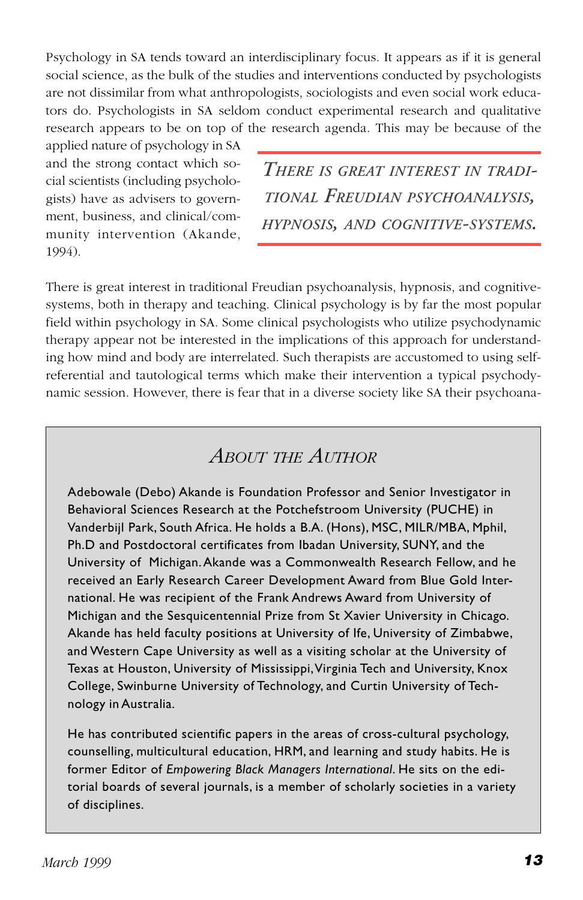Psychology in SA tends toward an interdisciplinary focus. It appears as if it is general social science, as the bulk of the studies and interventions conducted by psychologists are not dissimilar from what anthropologists, sociologists and even social work educators do. Psychologists in SA seldom conduct experimental research and qualitative research appears to be on top of the research agenda. This may be because of the applied nature of psychology in SA and the strong contact which social scientists (including psychologists) have as advisers to government, business, and clinical/community intervention (Akande, 1994).

> *THERE IS GREAT INTEREST IN TRADITIONAL FREUDIAN PSYCHOANALYSIS, HYPNOSIS, AND COGNITIVE-SYSTEMS.*

There is great interest in traditional Freudian psychoanalysis, hypnosis, and cognitive-systems, both in therapy and teaching. Clinical psychology is by far the most popular field within psychology in SA. Some clinical psychologists who utilize psychodynamic therapy appear not be interested in the implications of this approach for understanding how mind and body are interrelated. Such therapists are accustomed to using self-referential and tautological terms which make their intervention a typical psychodynamic session. However, there is fear that in a diverse society like SA their psychoana-

## ABOUT THE AUTHOR

Adebowale (Debo) Akande is Foundation Professor and Senior Investigator in Behavioral Sciences Research at the Potchefstroom University (PUCHE) in Vanderbijl Park, South Africa. He holds a B.A. (Hons), MSC, MILR/MBA, Mphil, Ph.D and Postdoctoral certificates from Ibadan University, SUNY, and the University of Michigan. Akande was a Commonwealth Research Fellow, and he received an Early Research Career Development Award from Blue Gold International. He was recipient of the Frank Andrews Award from University of Michigan and the Sesquicentennial Prize from St Xavier University in Chicago. Akande has held faculty positions at University of Ife, University of Zimbabwe, and Western Cape University as well as a visiting scholar at the University of Texas at Houston, University of Mississippi, Virginia Tech and University, Knox College, Swinburne University of Technology, and Curtin University of Technology in Australia.

He has contributed scientific papers in the areas of cross-cultural psychology, counselling, multicultural education, HRM, and learning and study habits. He is former Editor of *Empowering Black Managers International*. He sits on the editorial boards of several journals, is a member of scholarly societies in a variety of disciplines.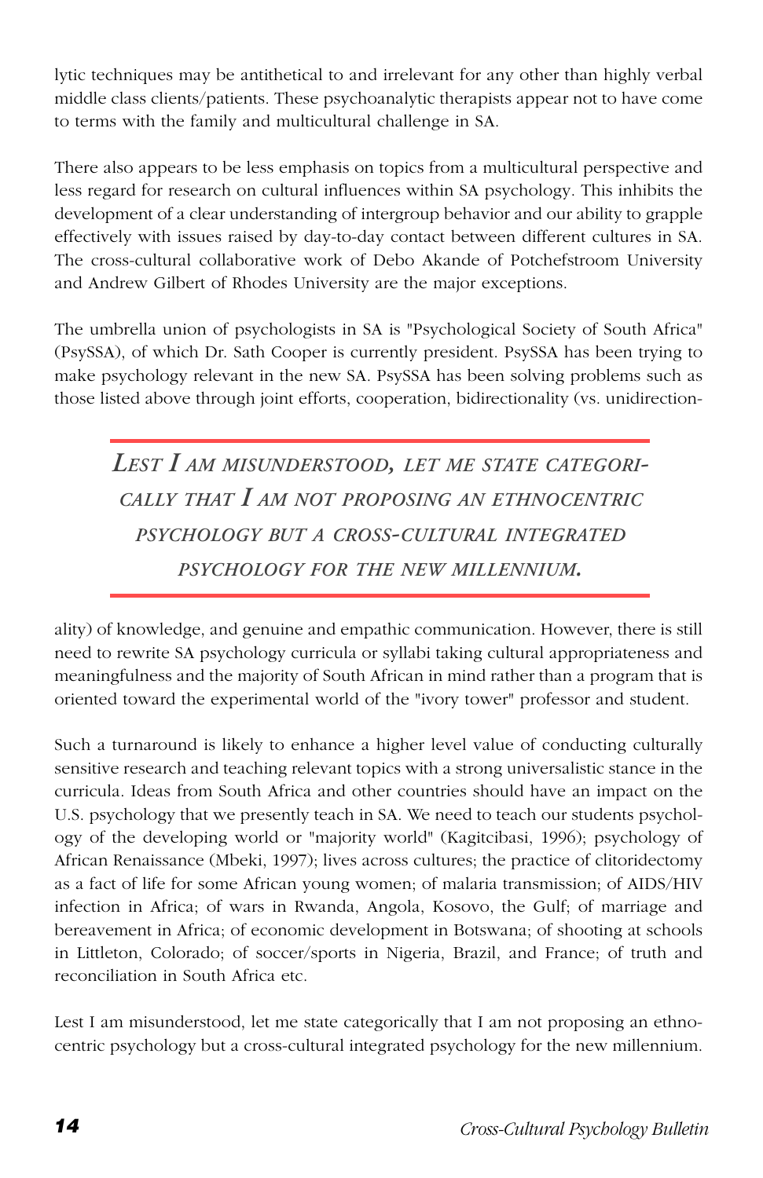lytic techniques may be antithetical to and irrelevant for any other than highly verbal middle class clients/patients. These psychoanalytic therapists appear not to have come to terms with the family and multicultural challenge in SA.

There also appears to be less emphasis on topics from a multicultural perspective and less regard for research on cultural influences within SA psychology. This inhibits the development of a clear understanding of intergroup behavior and our ability to grapple effectively with issues raised by day-to-day contact between different cultures in SA. The cross-cultural collaborative work of Debo Akande of Potchefstroom University and Andrew Gilbert of Rhodes University are the major exceptions.

The umbrella union of psychologists in SA is "Psychological Society of South Africa" (PsySSA), of which Dr. Sath Cooper is currently president. PsySSA has been trying to make psychology relevant in the new SA. PsySSA has been solving problems such as those listed above through joint efforts, cooperation, bidirectionality (vs. unidirectionality) of knowledge, and genuine and empathic communication. However, there is still need to rewrite SA psychology curricula or syllabi taking cultural appropriateness and meaningfulness and the majority of South African in mind rather than a program that is oriented toward the experimental world of the "ivory tower" professor and student.

> *LEST I AM MISUNDERSTOOD, LET ME STATE CATEGORICALLY THAT I AM NOT PROPOSING AN ETHNOCENTRIC PSYCHOLOGY BUT A CROSS-CULTURAL INTEGRATED PSYCHOLOGY FOR THE NEW MILLENNIUM.*

Such a turnaround is likely to enhance a higher level value of conducting culturally sensitive research and teaching relevant topics with a strong universalistic stance in the curricula. Ideas from South Africa and other countries should have an impact on the U.S. psychology that we presently teach in SA. We need to teach our students psychology of the developing world or "majority world" (Kagitcibasi, 1996); psychology of African Renaissance (Mbeki, 1997); lives across cultures; the practice of clitoridectomy as a fact of life for some African young women; of malaria transmission; of AIDS/HIV infection in Africa; of wars in Rwanda, Angola, Kosovo, the Gulf; of marriage and bereavement in Africa; of economic development in Botswana; of shooting at schools in Littleton, Colorado; of soccer/sports in Nigeria, Brazil, and France; of truth and reconciliation in South Africa etc.

Lest I am misunderstood, let me state categorically that I am not proposing an ethnocentric psychology but a cross-cultural integrated psychology for the new millennium.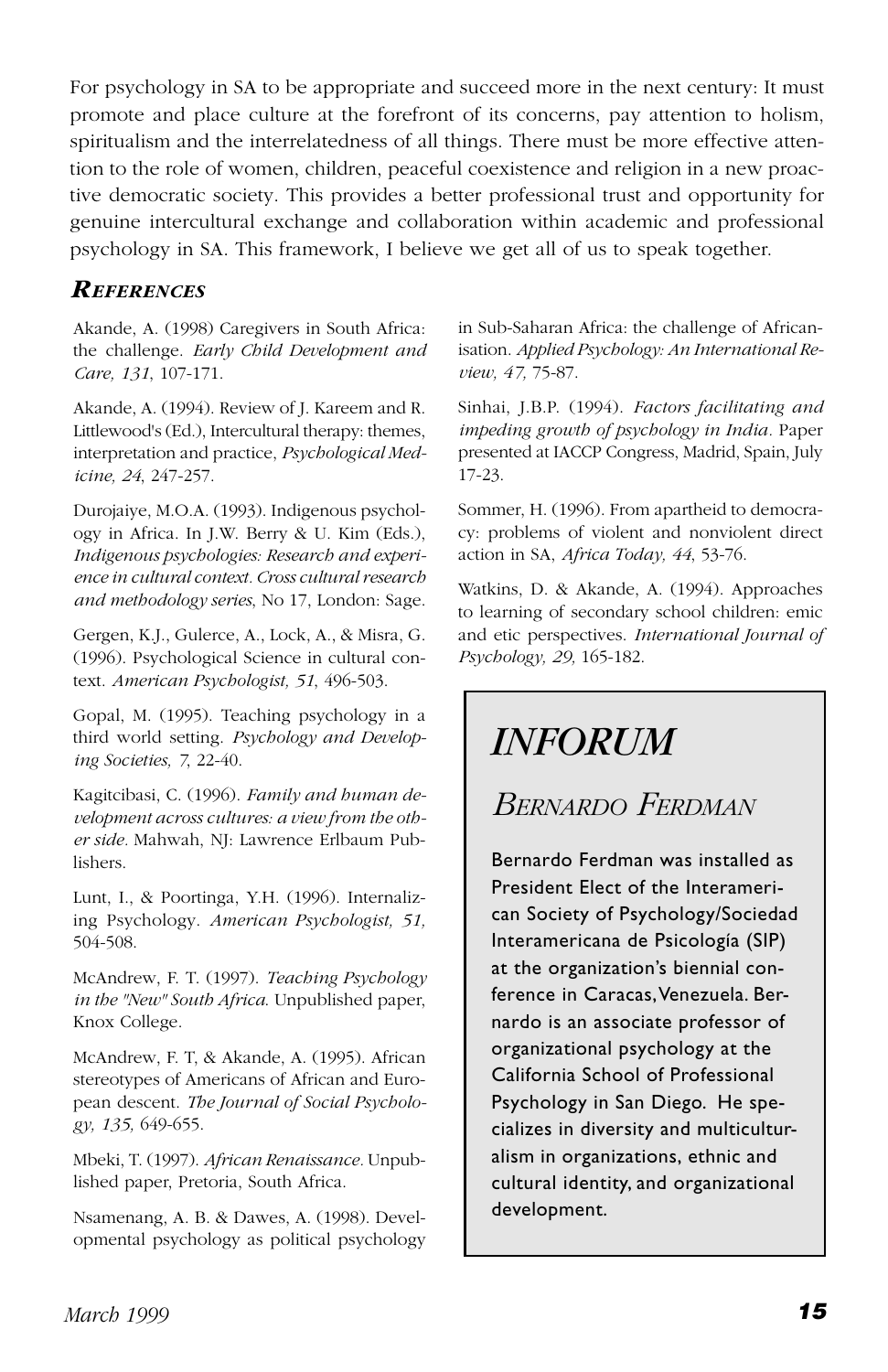For psychology in SA to be appropriate and succeed more in the next century: It must promote and place culture at the forefront of its concerns, pay attention to holism, spiritualism and the interrelatedness of all things. There must be more effective attention to the role of women, children, peaceful coexistence and religion in a new proactive democratic society. This provides a better professional trust and opportunity for genuine intercultural exchange and collaboration within academic and professional psychology in SA. This framework, I believe we get all of us to speak together.

### *REFERENCES*

Akande, A. (1998) Caregivers in South Africa: the challenge. *Early Child Development and Care, 131*, 107-171.

Akande, A. (1994). Review of J. Kareem and R. Littlewood's (Ed.), Intercultural therapy: themes, interpretation and practice, *Psychological Medicine, 24*, 247-257.

Durojaiye, M.O.A. (1993). Indigenous psychology in Africa. In J.W. Berry & U. Kim (Eds.), *Indigenous psychologies: Research and experience in cultural context. Cross cultural research and methodology series*, No 17, London: Sage.

Gergen, K.J., Gulerce, A., Lock, A., & Misra, G. (1996). Psychological Science in cultural context. *American Psychologist, 51*, 496-503.

Gopal, M. (1995). Teaching psychology in a third world setting. *Psychology and Developing Societies, 7*, 22-40.

Kagitcibasi, C. (1996). *Family and human development across cultures: a view from the other side.* Mahwah, NJ: Lawrence Erlbaum Publishers.

Lunt, I., & Poortinga, Y.H. (1996). Internalizing Psychology. *American Psychologist, 51,* 504-508.

McAndrew, F. T. (1997). *Teaching Psychology in the "New" South Africa.* Unpublished paper, Knox College.

McAndrew, F. T, & Akande, A. (1995). African stereotypes of Americans of African and European descent. *The Journal of Social Psychology, 135,* 649-655.

Mbeki, T. (1997). *African Renaissance*. Unpublished paper, Pretoria, South Africa.

Nsamenang, A. B. & Dawes, A. (1998). Developmental psychology as political psychology in Sub-Saharan Africa: the challenge of Africanisation. *Applied Psychology: An International Review, 47,* 75-87.

Sinhai, J.B.P. (1994). *Factors facilitating and impeding growth of psychology in India.* Paper presented at IACCP Congress, Madrid, Spain, July 17-23.

Sommer, H. (1996). From apartheid to democracy: problems of violent and nonviolent direct action in SA, *Africa Today, 44*, 53-76.

Watkins, D. & Akande, A. (1994). Approaches to learning of secondary school children: emic and etic perspectives. *International Journal of Psychology, 29,* 165-182.

# *INFORUM*

## *BERNARDO FERDMAN*

Bernardo Ferdman was installed as President Elect of the Interamerican Society of Psychology/Sociedad Interamericana de Psicología (SIP) at the organization's biennial conference in Caracas, Venezuela. Bernardo is an associate professor of organizational psychology at the California School of Professional Psychology in San Diego. He specializes in diversity and multiculturalism in organizations, ethnic and cultural identity, and organizational development.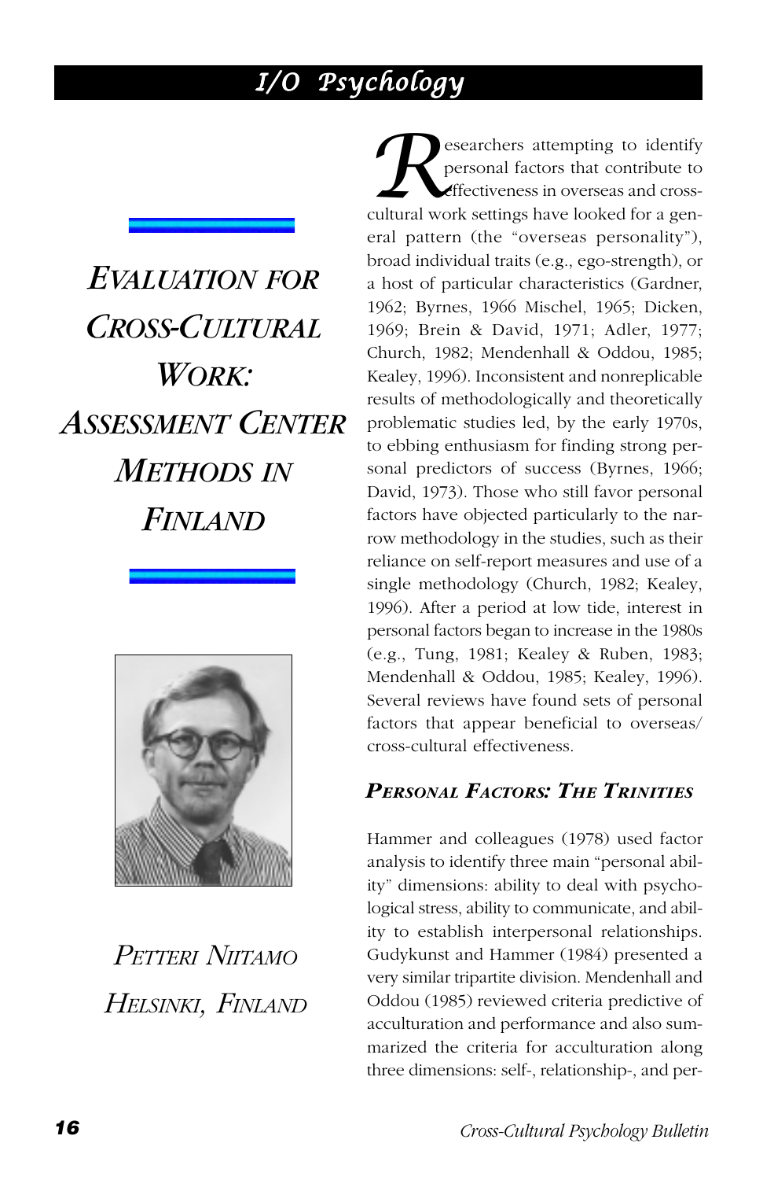# Evaluation for Cross-Cultural Work: Assessment Center Methods in Finland

*Petteri Niitamo*
*Helsinki, Finland*

Researchers attempting to identify personal factors that contribute to effectiveness in overseas and cross-cultural work settings have looked for a general pattern (the "overseas personality"), broad individual traits (e.g., ego-strength), or a host of particular characteristics (Gardner, 1962; Byrnes, 1966 Mischel, 1965; Dicken, 1969; Brein & David, 1971; Adler, 1977; Church, 1982; Mendenhall & Oddou, 1985; Kealey, 1996). Inconsistent and nonreplicable results of methodologically and theoretically problematic studies led, by the early 1970s, to ebbing enthusiasm for finding strong personal predictors of success (Byrnes, 1966; David, 1973). Those who still favor personal factors have objected particularly to the narrow methodology in the studies, such as their reliance on self-report measures and use of a single methodology (Church, 1982; Kealey, 1996). After a period at low tide, interest in personal factors began to increase in the 1980s (e.g., Tung, 1981; Kealey & Ruben, 1983; Mendenhall & Oddou, 1985; Kealey, 1996). Several reviews have found sets of personal factors that appear beneficial to overseas/cross-cultural effectiveness.

## Personal Factors: The Trinities

Hammer and colleagues (1978) used factor analysis to identify three main "personal ability" dimensions: ability to deal with psychological stress, ability to communicate, and ability to establish interpersonal relationships. Gudykunst and Hammer (1984) presented a very similar tripartite division. Mendenhall and Oddou (1985) reviewed criteria predictive of acculturation and performance and also summarized the criteria for acculturation along three dimensions: self-, relationship-, and per-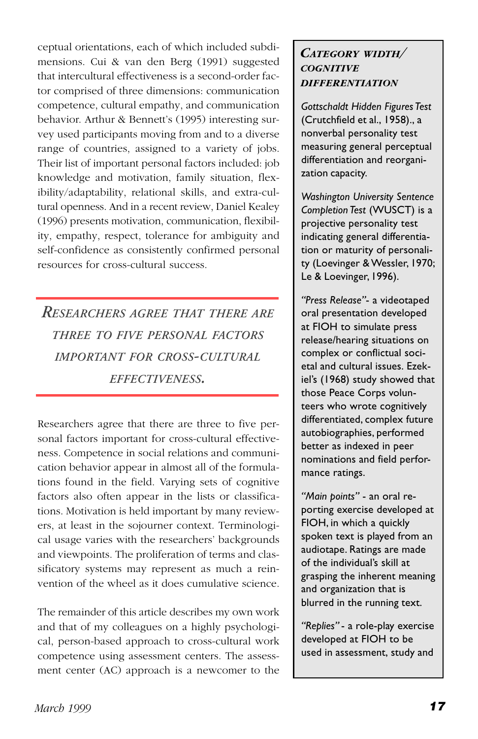ceptual orientations, each of which included subdimensions. Cui & van den Berg (1991) suggested that intercultural effectiveness is a second-order factor comprised of three dimensions: communication competence, cultural empathy, and communication behavior. Arthur & Bennett's (1995) interesting survey used participants moving from and to a diverse range of countries, assigned to a variety of jobs. Their list of important personal factors included: job knowledge and motivation, family situation, flexibility/adaptability, relational skills, and extra-cultural openness. And in a recent review, Daniel Kealey (1996) presents motivation, communication, flexibility, empathy, respect, tolerance for ambiguity and self-confidence as consistently confirmed personal resources for cross-cultural success.

> *RESEARCHERS AGREE THAT THERE ARE THREE TO FIVE PERSONAL FACTORS IMPORTANT FOR CROSS-CULTURAL EFFECTIVENESS.*

Researchers agree that there are three to five personal factors important for cross-cultural effectiveness. Competence in social relations and communication behavior appear in almost all of the formulations found in the field. Varying sets of cognitive factors also often appear in the lists or classifications. Motivation is held important by many reviewers, at least in the sojourner context. Terminological usage varies with the researchers' backgrounds and viewpoints. The proliferation of terms and classificatory systems may represent as much a reinvention of the wheel as it does cumulative science.

The remainder of this article describes my own work and that of my colleagues on a highly psychological, person-based approach to cross-cultural work competence using assessment centers. The assessment center (AC) approach is a newcomer to the

### CATEGORY WIDTH/ COGNITIVE DIFFERENTIATION

*Gottschaldt Hidden Figures Test* (Crutchfield et al., 1958)., a nonverbal personality test measuring general perceptual differentiation and reorganization capacity.

*Washington University Sentence Completion Test* (WUSCT) is a projective personality test indicating general differentiation or maturity of personality (Loevinger & Wessler, 1970; Le & Loevinger, 1996).

*"Press Release"*- a videotaped oral presentation developed at FIOH to simulate press release/hearing situations on complex or conflictual societal and cultural issues. Ezekiel's (1968) study showed that those Peace Corps volunteers who wrote cognitively differentiated, complex future autobiographies, performed better as indexed in peer nominations and field performance ratings.

*"Main points"* - an oral reporting exercise developed at FIOH, in which a quickly spoken text is played from an audiotape. Ratings are made of the individual's skill at grasping the inherent meaning and organization that is blurred in the running text.

*"Replies"* - a role-play exercise developed at FIOH to be used in assessment, study and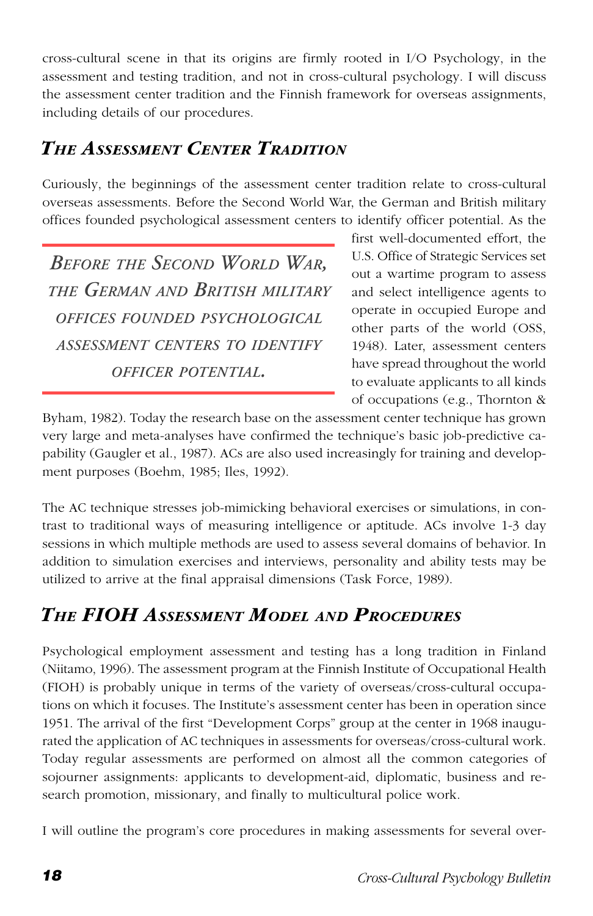cross-cultural scene in that its origins are firmly rooted in I/O Psychology, in the assessment and testing tradition, and not in cross-cultural psychology. I will discuss the assessment center tradition and the Finnish framework for overseas assignments, including details of our procedures.

## *The Assessment Center Tradition*

Curiously, the beginnings of the assessment center tradition relate to cross-cultural overseas assessments. Before the Second World War, the German and British military offices founded psychological assessment centers to identify officer potential. As the first well-documented effort, the U.S. Office of Strategic Services set out a wartime program to assess and select intelligence agents to operate in occupied Europe and other parts of the world (OSS, 1948). Later, assessment centers have spread throughout the world to evaluate applicants to all kinds of occupations (e.g., Thornton & Byham, 1982). Today the research base on the assessment center technique has grown very large and meta-analyses have confirmed the technique's basic job-predictive capability (Gaugler et al., 1987). ACs are also used increasingly for training and development purposes (Boehm, 1985; Iles, 1992).

> *Before the Second World War, the German and British military offices founded psychological assessment centers to identify officer potential.*

The AC technique stresses job-mimicking behavioral exercises or simulations, in contrast to traditional ways of measuring intelligence or aptitude. ACs involve 1-3 day sessions in which multiple methods are used to assess several domains of behavior. In addition to simulation exercises and interviews, personality and ability tests may be utilized to arrive at the final appraisal dimensions (Task Force, 1989).

## *The FIOH Assessment Model and Procedures*

Psychological employment assessment and testing has a long tradition in Finland (Niitamo, 1996). The assessment program at the Finnish Institute of Occupational Health (FIOH) is probably unique in terms of the variety of overseas/cross-cultural occupations on which it focuses. The Institute's assessment center has been in operation since 1951. The arrival of the first "Development Corps" group at the center in 1968 inaugurated the application of AC techniques in assessments for overseas/cross-cultural work. Today regular assessments are performed on almost all the common categories of sojourner assignments: applicants to development-aid, diplomatic, business and research promotion, missionary, and finally to multicultural police work.

I will outline the program's core procedures in making assessments for several over-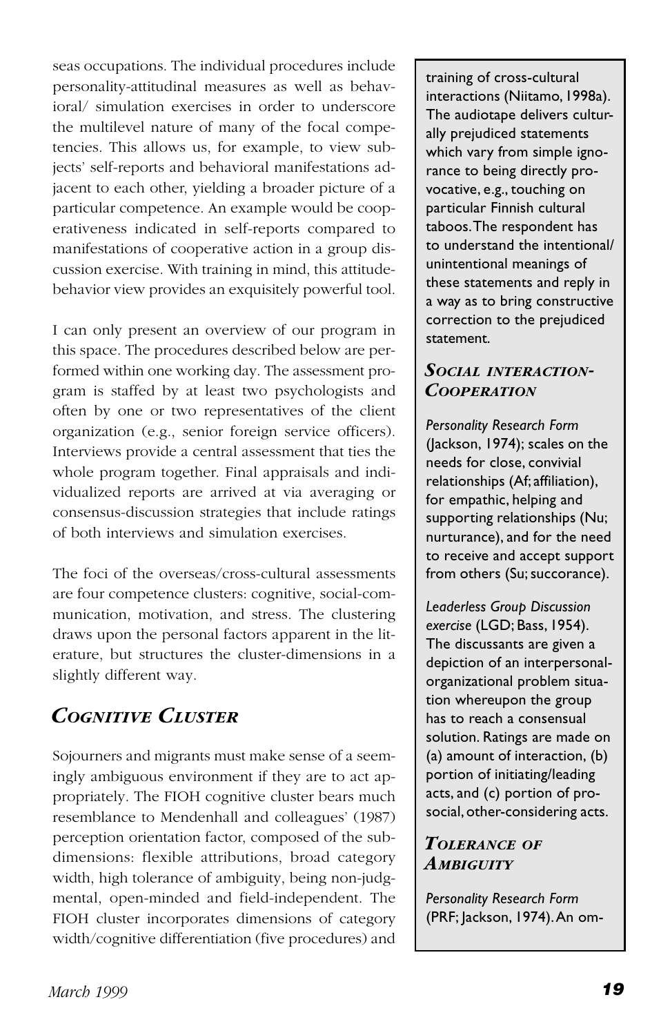seas occupations. The individual procedures include personality-attitudinal measures as well as behavioral/ simulation exercises in order to underscore the multilevel nature of many of the focal competencies. This allows us, for example, to view subjects' self-reports and behavioral manifestations adjacent to each other, yielding a broader picture of a particular competence. An example would be cooperativeness indicated in self-reports compared to manifestations of cooperative action in a group discussion exercise. With training in mind, this attitude-behavior view provides an exquisitely powerful tool.

I can only present an overview of our program in this space. The procedures described below are performed within one working day. The assessment program is staffed by at least two psychologists and often by one or two representatives of the client organization (e.g., senior foreign service officers). Interviews provide a central assessment that ties the whole program together. Final appraisals and individualized reports are arrived at via averaging or consensus-discussion strategies that include ratings of both interviews and simulation exercises.

The foci of the overseas/cross-cultural assessments are four competence clusters: cognitive, social-communication, motivation, and stress. The clustering draws upon the personal factors apparent in the literature, but structures the cluster-dimensions in a slightly different way.

## *Cognitive Cluster*

Sojourners and migrants must make sense of a seemingly ambiguous environment if they are to act appropriately. The FIOH cognitive cluster bears much resemblance to Mendenhall and colleagues' (1987) perception orientation factor, composed of the subdimensions: flexible attributions, broad category width, high tolerance of ambiguity, being non-judgmental, open-minded and field-independent. The FIOH cluster incorporates dimensions of category width/cognitive differentiation (five procedures) and

training of cross-cultural interactions (Niitamo, 1998a). The audiotape delivers culturally prejudiced statements which vary from simple ignorance to being directly provocative, e.g., touching on particular Finnish cultural taboos. The respondent has to understand the intentional/ unintentional meanings of these statements and reply in a way as to bring constructive correction to the prejudiced statement.

### *Social interaction-Cooperation*

*Personality Research Form* (Jackson, 1974); scales on the needs for close, convivial relationships (Af; affiliation), for empathic, helping and supporting relationships (Nu; nurturance), and for the need to receive and accept support from others (Su; succorance).

*Leaderless Group Discussion exercise* (LGD; Bass, 1954). The discussants are given a depiction of an interpersonal-organizational problem situation whereupon the group has to reach a consensual solution. Ratings are made on (a) amount of interaction, (b) portion of initiating/leading acts, and (c) portion of prosocial, other-considering acts.

### *Tolerance of Ambiguity*

*Personality Research Form* (PRF; Jackson, 1974). An om-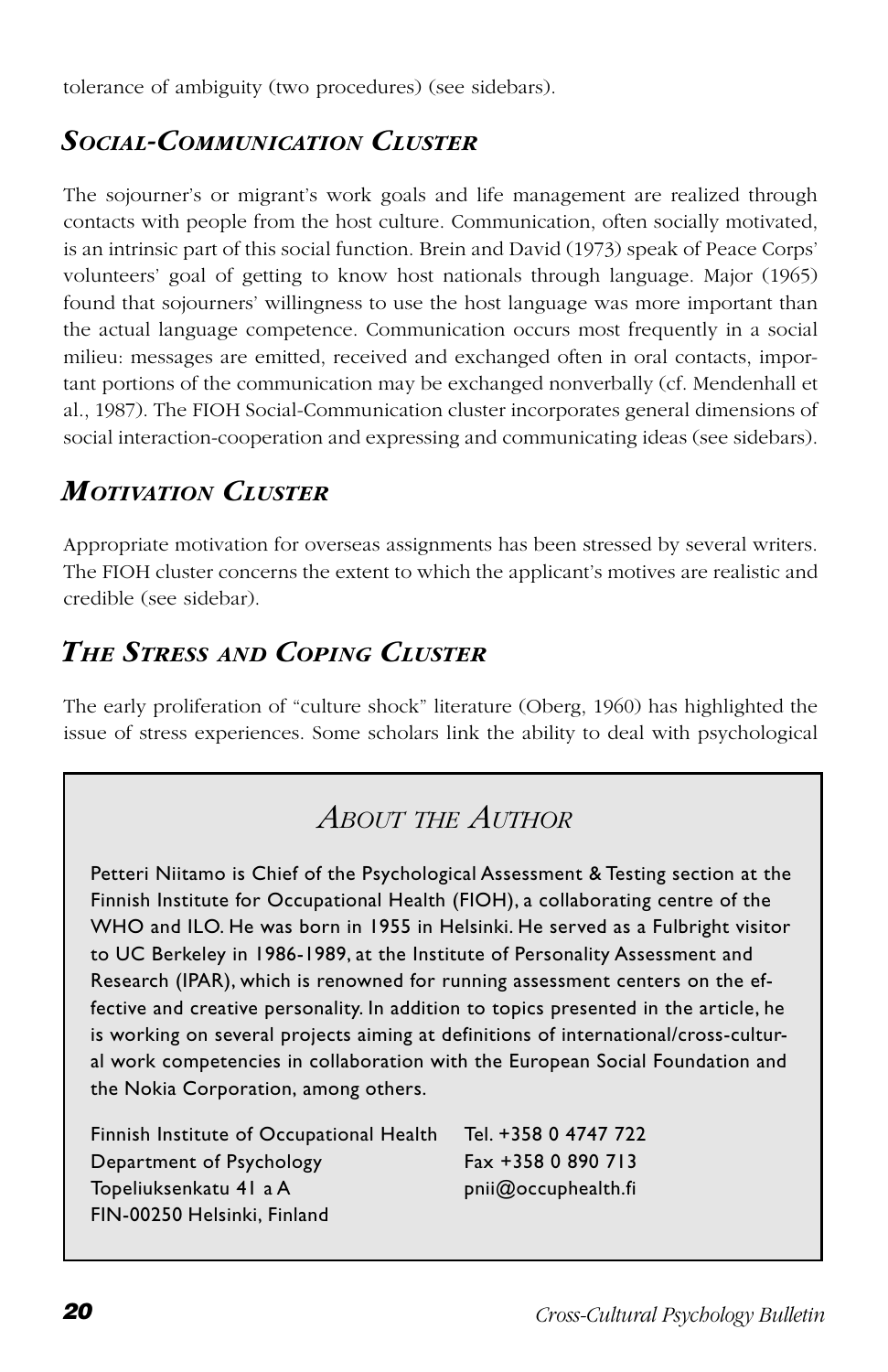tolerance of ambiguity (two procedures) (see sidebars).

## *Social-Communication Cluster*

The sojourner's or migrant's work goals and life management are realized through contacts with people from the host culture. Communication, often socially motivated, is an intrinsic part of this social function. Brein and David (1973) speak of Peace Corps' volunteers' goal of getting to know host nationals through language. Major (1965) found that sojourners' willingness to use the host language was more important than the actual language competence. Communication occurs most frequently in a social milieu: messages are emitted, received and exchanged often in oral contacts, important portions of the communication may be exchanged nonverbally (cf. Mendenhall et al., 1987). The FIOH Social-Communication cluster incorporates general dimensions of social interaction-cooperation and expressing and communicating ideas (see sidebars).

## *Motivation Cluster*

Appropriate motivation for overseas assignments has been stressed by several writers. The FIOH cluster concerns the extent to which the applicant's motives are realistic and credible (see sidebar).

## *The Stress and Coping Cluster*

The early proliferation of "culture shock" literature (Oberg, 1960) has highlighted the issue of stress experiences. Some scholars link the ability to deal with psychological

## *About the Author*

Petteri Niitamo is Chief of the Psychological Assessment & Testing section at the Finnish Institute for Occupational Health (FIOH), a collaborating centre of the WHO and ILO. He was born in 1955 in Helsinki. He served as a Fulbright visitor to UC Berkeley in 1986-1989, at the Institute of Personality Assessment and Research (IPAR), which is renowned for running assessment centers on the effective and creative personality. In addition to topics presented in the article, he is working on several projects aiming at definitions of international/cross-cultural work competencies in collaboration with the European Social Foundation and the Nokia Corporation, among others.

Finnish Institute of Occupational Health
Department of Psychology
Topeliuksenkatu 41 a A
FIN-00250 Helsinki, Finland

Tel. +358 0 4747 722
Fax +358 0 890 713
pnii@occuphealth.fi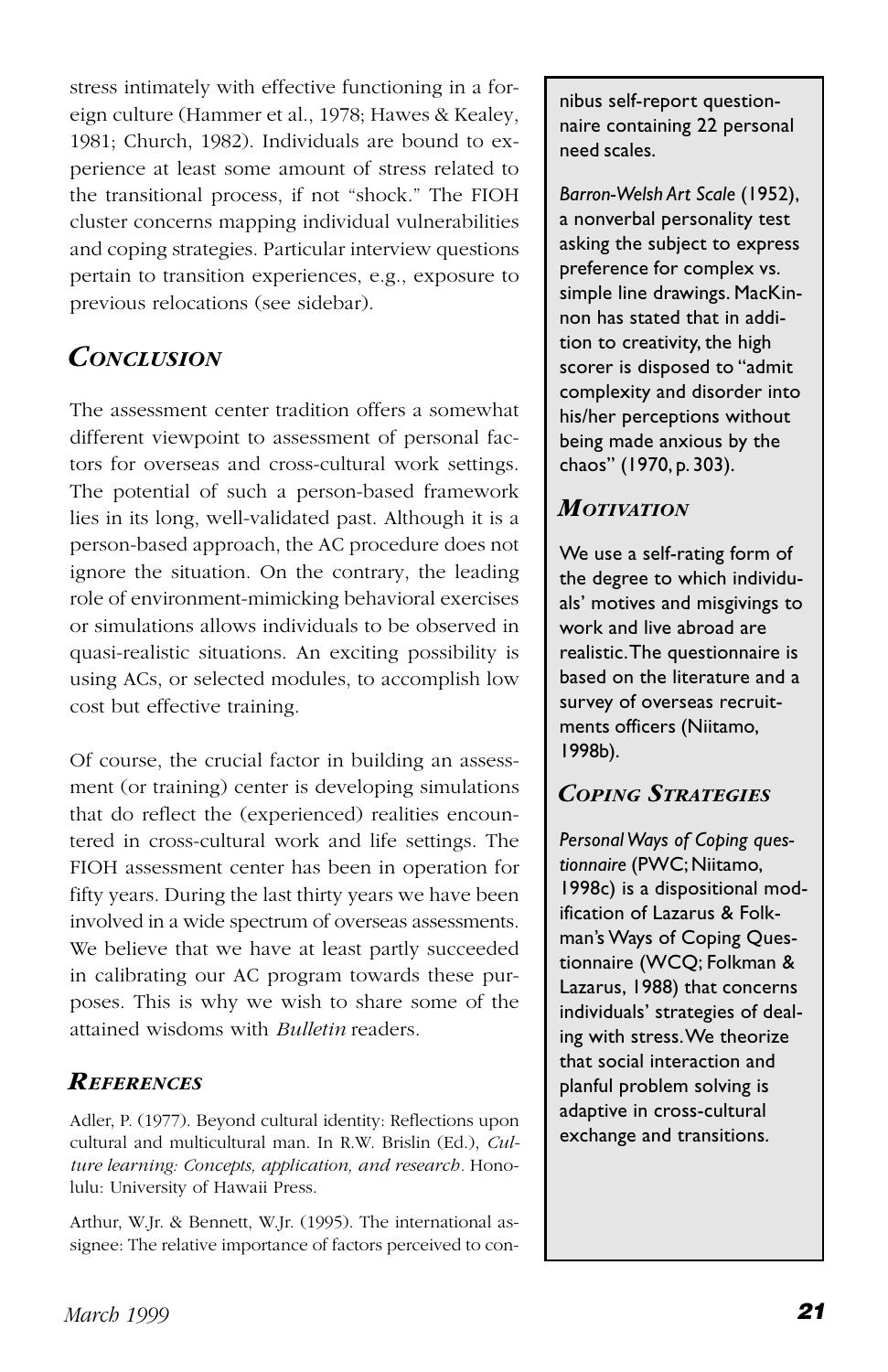stress intimately with effective functioning in a foreign culture (Hammer et al., 1978; Hawes & Kealey, 1981; Church, 1982). Individuals are bound to experience at least some amount of stress related to the transitional process, if not "shock." The FIOH cluster concerns mapping individual vulnerabilities and coping strategies. Particular interview questions pertain to transition experiences, e.g., exposure to previous relocations (see sidebar).

## *Conclusion*

The assessment center tradition offers a somewhat different viewpoint to assessment of personal factors for overseas and cross-cultural work settings. The potential of such a person-based framework lies in its long, well-validated past. Although it is a person-based approach, the AC procedure does not ignore the situation. On the contrary, the leading role of environment-mimicking behavioral exercises or simulations allows individuals to be observed in quasi-realistic situations. An exciting possibility is using ACs, or selected modules, to accomplish low cost but effective training.

Of course, the crucial factor in building an assessment (or training) center is developing simulations that do reflect the (experienced) realities encountered in cross-cultural work and life settings. The FIOH assessment center has been in operation for fifty years. During the last thirty years we have been involved in a wide spectrum of overseas assessments. We believe that we have at least partly succeeded in calibrating our AC program towards these purposes. This is why we wish to share some of the attained wisdoms with *Bulletin* readers.

## *References*

Adler, P. (1977). Beyond cultural identity: Reflections upon cultural and multicultural man. In R.W. Brislin (Ed.), *Culture learning: Concepts, application, and research*. Honolulu: University of Hawaii Press.

Arthur, W.Jr. & Bennett, W.Jr. (1995). The international assignee: The relative importance of factors perceived to con-

---

nibus self-report questionnaire containing 22 personal need scales.

*Barron-Welsh Art Scale* (1952), a nonverbal personality test asking the subject to express preference for complex vs. simple line drawings. MacKinnon has stated that in addition to creativity, the high scorer is disposed to "admit complexity and disorder into his/her perceptions without being made anxious by the chaos" (1970, p. 303).

### *Motivation*

We use a self-rating form of the degree to which individuals' motives and misgivings to work and live abroad are realistic. The questionnaire is based on the literature and a survey of overseas recruitments officers (Niitamo, 1998b).

### *Coping Strategies*

*Personal Ways of Coping questionnaire* (PWC; Niitamo, 1998c) is a dispositional modification of Lazarus & Folkman's Ways of Coping Questionnaire (WCQ; Folkman & Lazarus, 1988) that concerns individuals' strategies of dealing with stress. We theorize that social interaction and planful problem solving is adaptive in cross-cultural exchange and transitions.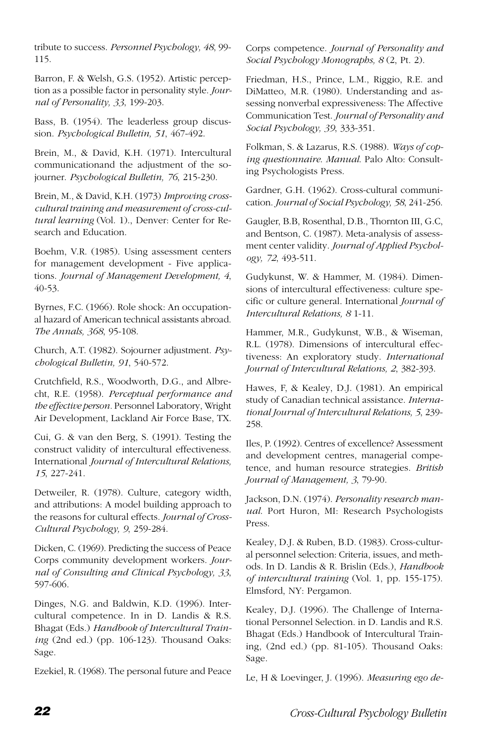tribute to success. *Personnel Psychology, 48*, 99-115.

Barron, F. & Welsh, G.S. (1952). Artistic perception as a possible factor in personality style. *Journal of Personality, 33*, 199-203.

Bass, B. (1954). The leaderless group discussion. *Psychological Bulletin, 51*, 467-492.

Brein, M., & David, K.H. (1971). Intercultural communicationand the adjustment of the sojourner. *Psychological Bulletin, 76*, 215-230.

Brein, M., & David, K.H. (1973) *Improving cross-cultural training and measurement of cross-cultural learning* (Vol. 1)., Denver: Center for Research and Education.

Boehm, V.R. (1985). Using assessment centers for management development - Five applications. *Journal of Management Development, 4*, 40-53.

Byrnes, F.C. (1966). Role shock: An occupational hazard of American technical assistants abroad. *The Annals, 368*, 95-108.

Church, A.T. (1982). Sojourner adjustment. *Psychological Bulletin, 91*, 540-572.

Crutchfield, R.S., Woodworth, D.G., and Albrecht, R.E. (1958). *Perceptual performance and the effective person*. Personnel Laboratory, Wright Air Development, Lackland Air Force Base, TX.

Cui, G. & van den Berg, S. (1991). Testing the construct validity of intercultural effectiveness. International *Journal of Intercultural Relations, 15*, 227-241.

Detweiler, R. (1978). Culture, category width, and attributions: A model building approach to the reasons for cultural effects. *Journal of Cross-Cultural Psychology, 9*, 259-284.

Dicken, C. (1969). Predicting the success of Peace Corps community development workers. *Journal of Consulting and Clinical Psychology, 33*, 597-606.

Dinges, N.G. and Baldwin, K.D. (1996). Intercultural competence. In in D. Landis & R.S. Bhagat (Eds.) *Handbook of Intercultural Training* (2nd ed.) (pp. 106-123). Thousand Oaks: Sage.

Ezekiel, R. (1968). The personal future and Peace Corps competence. *Journal of Personality and Social Psychology Monographs, 8* (2, Pt. 2).

Friedman, H.S., Prince, L.M., Riggio, R.E. and DiMatteo, M.R. (1980). Understanding and assessing nonverbal expressiveness: The Affective Communication Test. *Journal of Personality and Social Psychology, 39*, 333-351.

Folkman, S. & Lazarus, R.S. (1988). *Ways of coping questionnaire. Manual.* Palo Alto: Consulting Psychologists Press.

Gardner, G.H. (1962). Cross-cultural communication. *Journal of Social Psychology, 58*, 241-256.

Gaugler, B.B, Rosenthal, D.B., Thornton III, G.C, and Bentson, C. (1987). Meta-analysis of assessment center validity. *Journal of Applied Psychology, 72*, 493-511.

Gudykunst, W. & Hammer, M. (1984). Dimensions of intercultural effectiveness: culture specific or culture general. International *Journal of Intercultural Relations, 8* 1-11.

Hammer, M.R., Gudykunst, W.B., & Wiseman, R.L. (1978). Dimensions of intercultural effectiveness: An exploratory study. *International Journal of Intercultural Relations, 2*, 382-393.

Hawes, F, & Kealey, D.J. (1981). An empirical study of Canadian technical assistance. *International Journal of Intercultural Relations, 5*, 239-258.

Iles, P. (1992). Centres of excellence? Assessment and development centres, managerial competence, and human resource strategies. *British Journal of Management, 3*, 79-90.

Jackson, D.N. (1974). *Personality research manual.* Port Huron, MI: Research Psychologists Press.

Kealey, D.J. & Ruben, B.D. (1983). Cross-cultural personnel selection: Criteria, issues, and methods. In D. Landis & R. Brislin (Eds.), *Handbook of intercultural training* (Vol. 1, pp. 155-175). Elmsford, NY: Pergamon.

Kealey, D.J. (1996). The Challenge of International Personnel Selection. in D. Landis and R.S. Bhagat (Eds.) Handbook of Intercultural Training, (2nd ed.) (pp. 81-105). Thousand Oaks: Sage.

Le, H & Loevinger, J. (1996). *Measuring ego de-*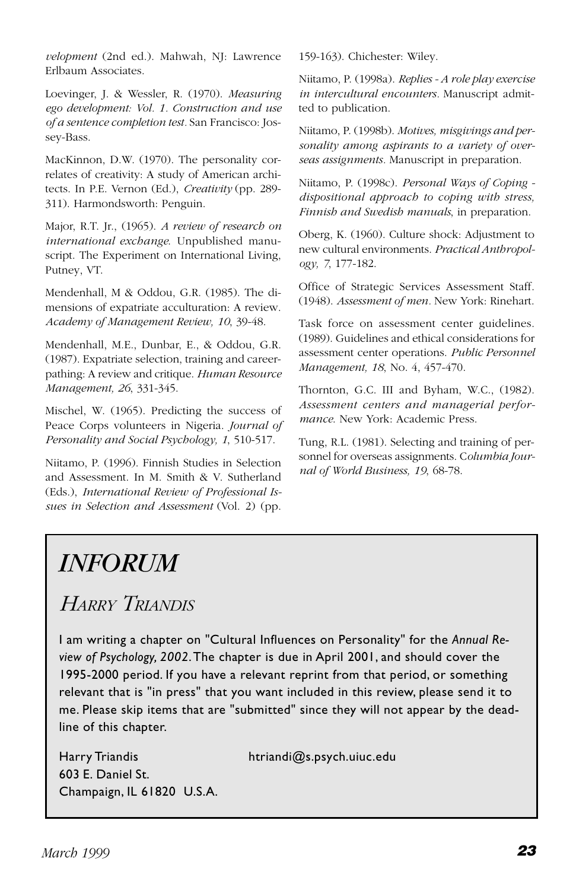velopment (2nd ed.). Mahwah, NJ: Lawrence Erlbaum Associates.

Loevinger, J. & Wessler, R. (1970). *Measuring ego development: Vol. 1. Construction and use of a sentence completion test*. San Francisco: Jossey-Bass.

MacKinnon, D.W. (1970). The personality correlates of creativity: A study of American architects. In P.E. Vernon (Ed.), *Creativity* (pp. 289-311). Harmondsworth: Penguin.

Major, R.T. Jr., (1965). *A review of research on international exchange*. Unpublished manuscript. The Experiment on International Living, Putney, VT.

Mendenhall, M & Oddou, G.R. (1985). The dimensions of expatriate acculturation: A review. *Academy of Management Review, 10*, 39-48.

Mendenhall, M.E., Dunbar, E., & Oddou, G.R. (1987). Expatriate selection, training and career-pathing: A review and critique. *Human Resource Management, 26*, 331-345.

Mischel, W. (1965). Predicting the success of Peace Corps volunteers in Nigeria. *Journal of Personality and Social Psychology, 1*, 510-517.

Niitamo, P. (1996). Finnish Studies in Selection and Assessment. In M. Smith & V. Sutherland (Eds.), *International Review of Professional Issues in Selection and Assessment* (Vol. 2) (pp. 159-163). Chichester: Wiley.

Niitamo, P. (1998a). *Replies - A role play exercise in intercultural encounters*. Manuscript admitted to publication.

Niitamo, P. (1998b). *Motives, misgivings and personality among aspirants to a variety of overseas assignments*. Manuscript in preparation.

Niitamo, P. (1998c). *Personal Ways of Coping - dispositional approach to coping with stress, Finnish and Swedish manuals*, in preparation.

Oberg, K. (1960). Culture shock: Adjustment to new cultural environments. *Practical Anthropology, 7*, 177-182.

Office of Strategic Services Assessment Staff. (1948). *Assessment of men*. New York: Rinehart.

Task force on assessment center guidelines. (1989). Guidelines and ethical considerations for assessment center operations. *Public Personnel Management, 18*, No. 4, 457-470.

Thornton, G.C. III and Byham, W.C., (1982). *Assessment centers and managerial performance*. New York: Academic Press.

Tung, R.L. (1981). Selecting and training of personnel for overseas assignments. *Columbia Journal of World Business, 19*, 68-78.

# *INFORUM*

## *Harry Triandis*

I am writing a chapter on "Cultural Influences on Personality" for the *Annual Review of Psychology, 2002*. The chapter is due in April 2001, and should cover the 1995-2000 period. If you have a relevant reprint from that period, or something relevant that is "in press" that you want included in this review, please send it to me. Please skip items that are "submitted" since they will not appear by the deadline of this chapter.

Harry Triandis
603 E. Daniel St.
Champaign, IL 61820 U.S.A.

htriandi@s.psych.uiuc.edu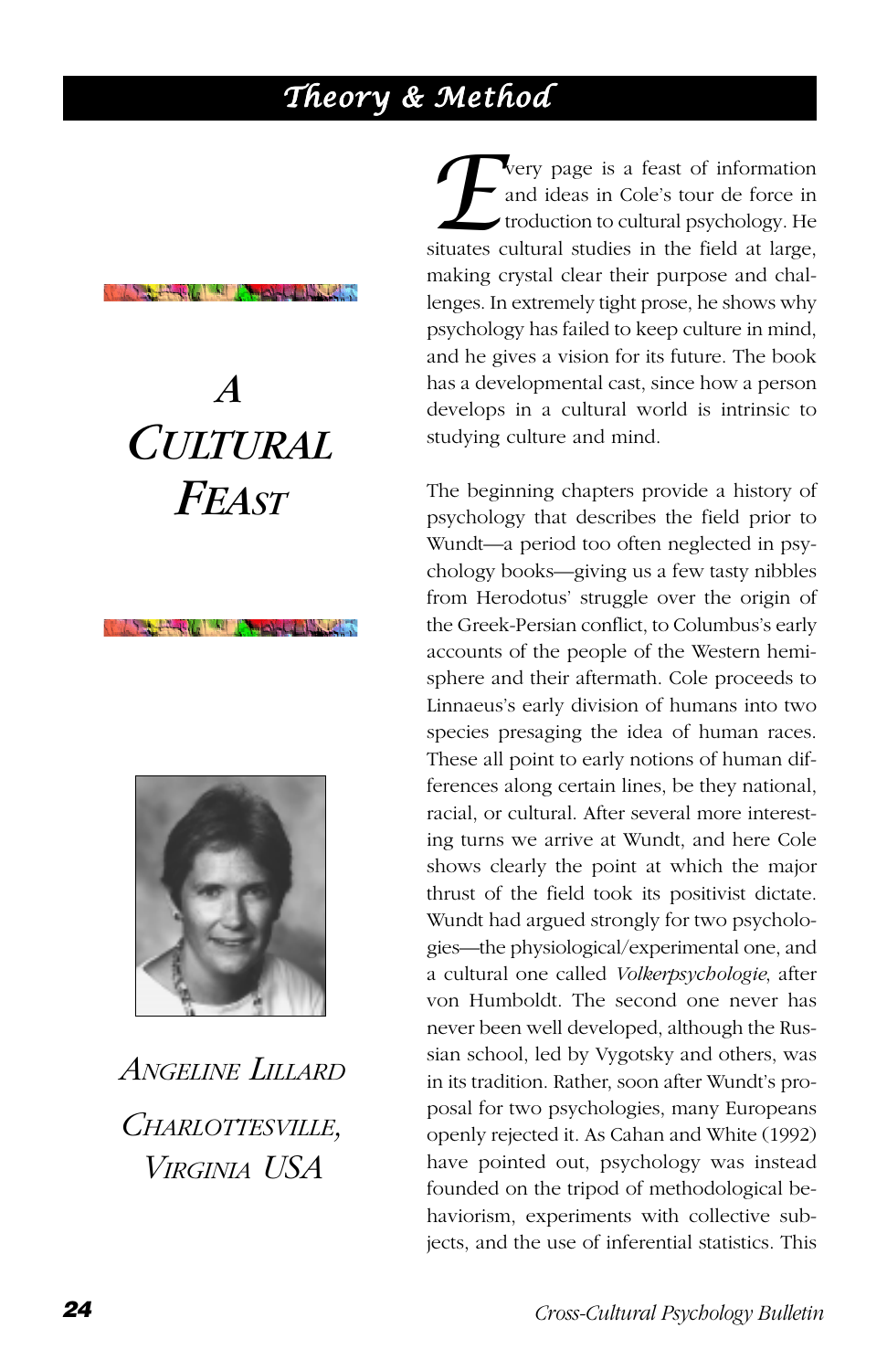# A Cultural Feast

*Angeline Lillard*

*Charlottesville, Virginia USA*

Every page is a feast of information and ideas in Cole's tour de force introduction to cultural psychology. He situates cultural studies in the field at large, making crystal clear their purpose and challenges. In extremely tight prose, he shows why psychology has failed to keep culture in mind, and he gives a vision for its future. The book has a developmental cast, since how a person develops in a cultural world is intrinsic to studying culture and mind.

The beginning chapters provide a history of psychology that describes the field prior to Wundt—a period too often neglected in psychology books—giving us a few tasty nibbles from Herodotus' struggle over the origin of the Greek-Persian conflict, to Columbus's early accounts of the people of the Western hemisphere and their aftermath. Cole proceeds to Linnaeus's early division of humans into two species presaging the idea of human races. These all point to early notions of human differences along certain lines, be they national, racial, or cultural. After several more interesting turns we arrive at Wundt, and here Cole shows clearly the point at which the major thrust of the field took its positivist dictate. Wundt had argued strongly for two psychologies—the physiological/experimental one, and a cultural one called *Volkerpsychologie*, after von Humboldt. The second one never has never been well developed, although the Russian school, led by Vygotsky and others, was in its tradition. Rather, soon after Wundt's proposal for two psychologies, many Europeans openly rejected it. As Cahan and White (1992) have pointed out, psychology was instead founded on the tripod of methodological behaviorism, experiments with collective subjects, and the use of inferential statistics. This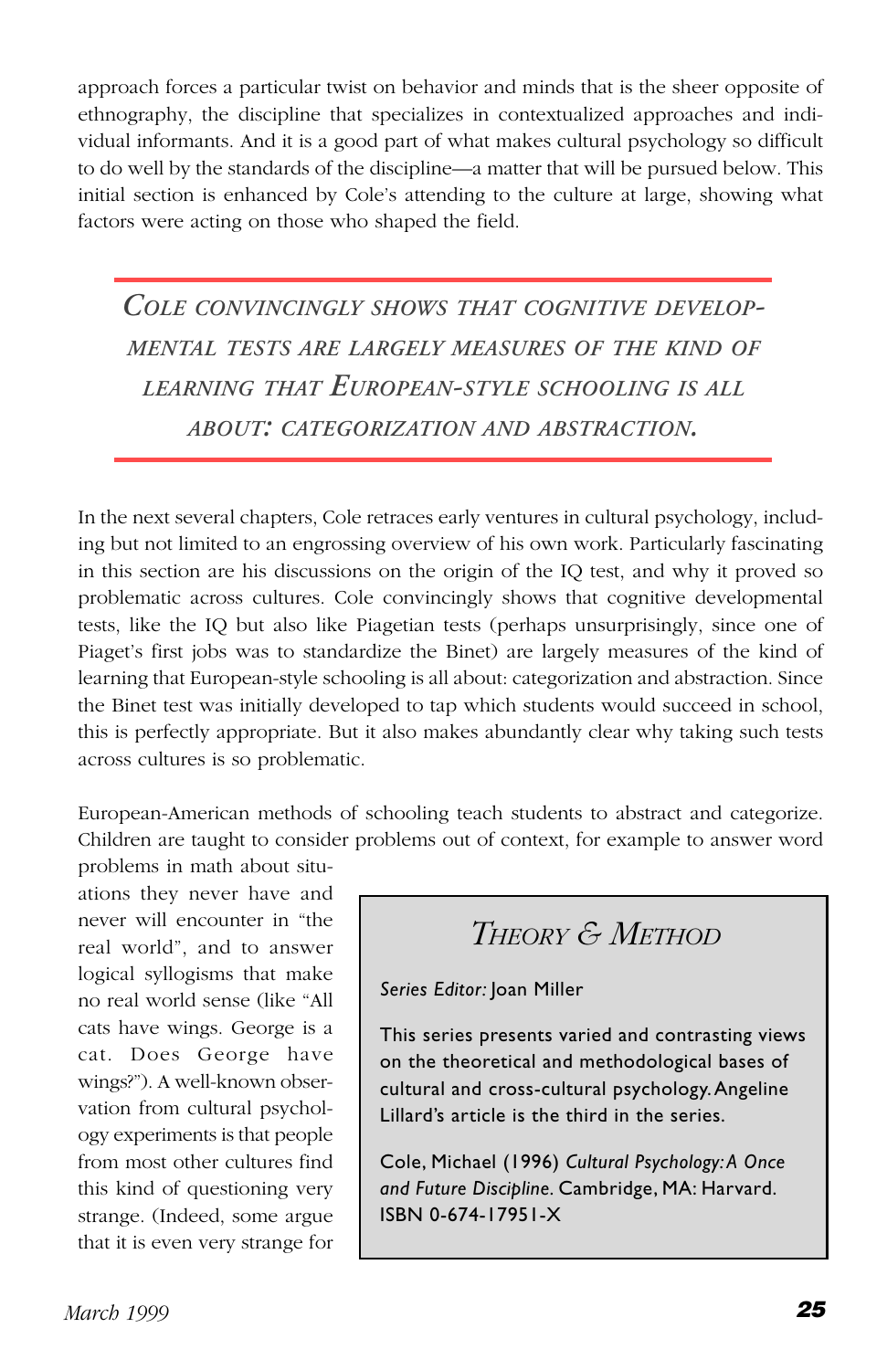approach forces a particular twist on behavior and minds that is the sheer opposite of ethnography, the discipline that specializes in contextualized approaches and individual informants. And it is a good part of what makes cultural psychology so difficult to do well by the standards of the discipline—a matter that will be pursued below. This initial section is enhanced by Cole's attending to the culture at large, showing what factors were acting on those who shaped the field.

> *COLE CONVINCINGLY SHOWS THAT COGNITIVE DEVELOPMENTAL TESTS ARE LARGELY MEASURES OF THE KIND OF LEARNING THAT EUROPEAN-STYLE SCHOOLING IS ALL ABOUT: CATEGORIZATION AND ABSTRACTION.*

In the next several chapters, Cole retraces early ventures in cultural psychology, including but not limited to an engrossing overview of his own work. Particularly fascinating in this section are his discussions on the origin of the IQ test, and why it proved so problematic across cultures. Cole convincingly shows that cognitive developmental tests, like the IQ but also like Piagetian tests (perhaps unsurprisingly, since one of Piaget's first jobs was to standardize the Binet) are largely measures of the kind of learning that European-style schooling is all about: categorization and abstraction. Since the Binet test was initially developed to tap which students would succeed in school, this is perfectly appropriate. But it also makes abundantly clear why taking such tests across cultures is so problematic.

European-American methods of schooling teach students to abstract and categorize. Children are taught to consider problems out of context, for example to answer word problems in math about situations they never have and never will encounter in "the real world", and to answer logical syllogisms that make no real world sense (like "All cats have wings. George is a cat. Does George have wings?"). A well-known observation from cultural psychology experiments is that people from most other cultures find this kind of questioning very strange. (Indeed, some argue that it is even very strange for

---

### *THEORY & METHOD*

*Series Editor:* Joan Miller

This series presents varied and contrasting views on the theoretical and methodological bases of cultural and cross-cultural psychology. Angeline Lillard's article is the third in the series.

Cole, Michael (1996) *Cultural Psychology: A Once and Future Discipline*. Cambridge, MA: Harvard. ISBN 0-674-17951-X

---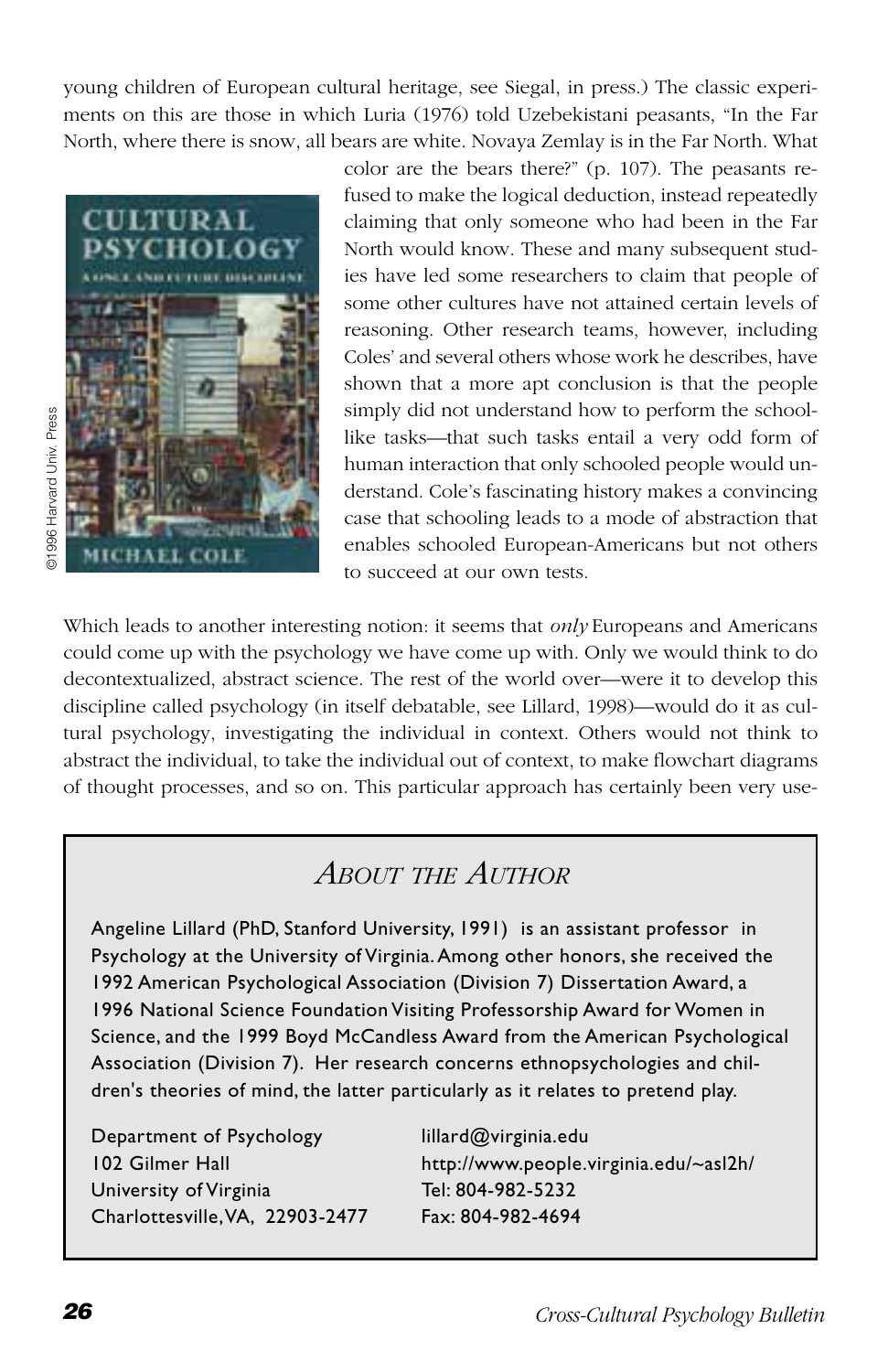young children of European cultural heritage, see Siegal, in press.) The classic experiments on this are those in which Luria (1976) told Uzebekistani peasants, "In the Far North, where there is snow, all bears are white. Novaya Zemlay is in the Far North. What color are the bears there?" (p. 107). The peasants refused to make the logical deduction, instead repeatedly claiming that only someone who had been in the Far North would know. These and many subsequent studies have led some researchers to claim that people of some other cultures have not attained certain levels of reasoning. Other research teams, however, including Coles' and several others whose work he describes, have shown that a more apt conclusion is that the people simply did not understand how to perform the school-like tasks—that such tasks entail a very odd form of human interaction that only schooled people would understand. Cole's fascinating history makes a convincing case that schooling leads to a mode of abstraction that enables schooled European-Americans but not others to succeed at our own tests.

©1996 Harvard Univ. Press

Which leads to another interesting notion: it seems that *only* Europeans and Americans could come up with the psychology we have come up with. Only we would think to do decontextualized, abstract science. The rest of the world over—were it to develop this discipline called psychology (in itself debatable, see Lillard, 1998)—would do it as cultural psychology, investigating the individual in context. Others would not think to abstract the individual, to take the individual out of context, to make flowchart diagrams of thought processes, and so on. This particular approach has certainly been very use-

## *About the Author*

Angeline Lillard (PhD, Stanford University, 1991) is an assistant professor in Psychology at the University of Virginia. Among other honors, she received the 1992 American Psychological Association (Division 7) Dissertation Award, a 1996 National Science Foundation Visiting Professorship Award for Women in Science, and the 1999 Boyd McCandless Award from the American Psychological Association (Division 7). Her research concerns ethnopsychologies and children's theories of mind, the latter particularly as it relates to pretend play.

Department of Psychology
102 Gilmer Hall
University of Virginia
Charlottesville, VA, 22903-2477

lillard@virginia.edu
http://www.people.virginia.edu/~asl2h/
Tel: 804-982-5232
Fax: 804-982-4694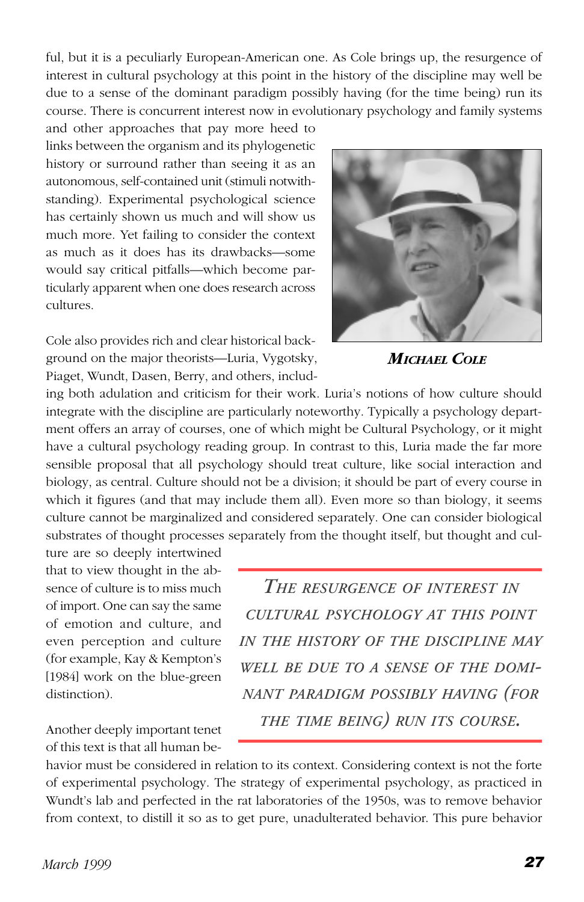ful, but it is a peculiarly European-American one. As Cole brings up, the resurgence of interest in cultural psychology at this point in the history of the discipline may well be due to a sense of the dominant paradigm possibly having (for the time being) run its course. There is concurrent interest now in evolutionary psychology and family systems and other approaches that pay more heed to links between the organism and its phylogenetic history or surround rather than seeing it as an autonomous, self-contained unit (stimuli notwithstanding). Experimental psychological science has certainly shown us much and will show us much more. Yet failing to consider the context as much as it does has its drawbacks—some would say critical pitfalls—which become particularly apparent when one does research across cultures.

***Michael Cole***

Cole also provides rich and clear historical background on the major theorists—Luria, Vygotsky, Piaget, Wundt, Dasen, Berry, and others, including both adulation and criticism for their work. Luria's notions of how culture should integrate with the discipline are particularly noteworthy. Typically a psychology department offers an array of courses, one of which might be Cultural Psychology, or it might have a cultural psychology reading group. In contrast to this, Luria made the far more sensible proposal that all psychology should treat culture, like social interaction and biology, as central. Culture should not be a division; it should be part of every course in which it figures (and that may include them all). Even more so than biology, it seems culture cannot be marginalized and considered separately. One can consider biological substrates of thought processes separately from the thought itself, but thought and culture are so deeply intertwined that to view thought in the absence of culture is to miss much of import. One can say the same of emotion and culture, and even perception and culture (for example, Kay & Kempton's [1984] work on the blue-green distinction).

> *The resurgence of interest in cultural psychology at this point in the history of the discipline may well be due to a sense of the dominant paradigm possibly having (for the time being) run its course.*

Another deeply important tenet of this text is that all human behavior must be considered in relation to its context. Considering context is not the forte of experimental psychology. The strategy of experimental psychology, as practiced in Wundt's lab and perfected in the rat laboratories of the 1950s, was to remove behavior from context, to distill it so as to get pure, unadulterated behavior. This pure behavior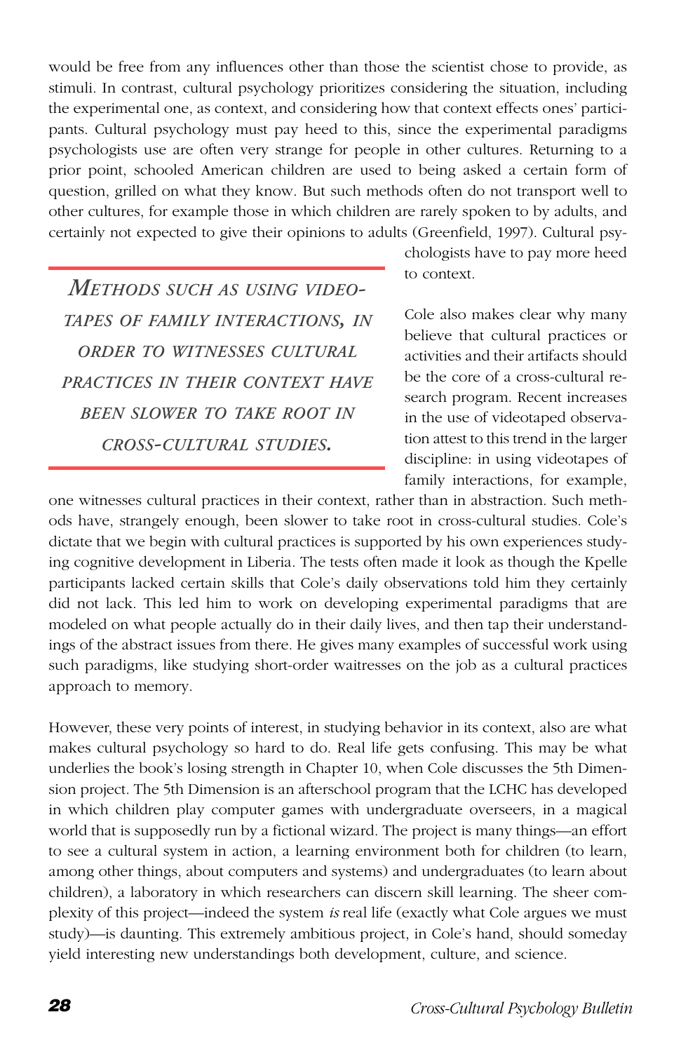would be free from any influences other than those the scientist chose to provide, as stimuli. In contrast, cultural psychology prioritizes considering the situation, including the experimental one, as context, and considering how that context effects ones' participants. Cultural psychology must pay heed to this, since the experimental paradigms psychologists use are often very strange for people in other cultures. Returning to a prior point, schooled American children are used to being asked a certain form of question, grilled on what they know. But such methods often do not transport well to other cultures, for example those in which children are rarely spoken to by adults, and certainly not expected to give their opinions to adults (Greenfield, 1997). Cultural psychologists have to pay more heed to context.

> *Methods such as using videotapes of family interactions, in order to witnesses cultural practices in their context have been slower to take root in cross-cultural studies.*

Cole also makes clear why many believe that cultural practices or activities and their artifacts should be the core of a cross-cultural research program. Recent increases in the use of videotaped observation attest to this trend in the larger discipline: in using videotapes of family interactions, for example, one witnesses cultural practices in their context, rather than in abstraction. Such methods have, strangely enough, been slower to take root in cross-cultural studies. Cole's dictate that we begin with cultural practices is supported by his own experiences studying cognitive development in Liberia. The tests often made it look as though the Kpelle participants lacked certain skills that Cole's daily observations told him they certainly did not lack. This led him to work on developing experimental paradigms that are modeled on what people actually do in their daily lives, and then tap their understandings of the abstract issues from there. He gives many examples of successful work using such paradigms, like studying short-order waitresses on the job as a cultural practices approach to memory.

However, these very points of interest, in studying behavior in its context, also are what makes cultural psychology so hard to do. Real life gets confusing. This may be what underlies the book's losing strength in Chapter 10, when Cole discusses the 5th Dimension project. The 5th Dimension is an afterschool program that the LCHC has developed in which children play computer games with undergraduate overseers, in a magical world that is supposedly run by a fictional wizard. The project is many things—an effort to see a cultural system in action, a learning environment both for children (to learn, among other things, about computers and systems) and undergraduates (to learn about children), a laboratory in which researchers can discern skill learning. The sheer complexity of this project—indeed the system *is* real life (exactly what Cole argues we must study)—is daunting. This extremely ambitious project, in Cole's hand, should someday yield interesting new understandings both development, culture, and science.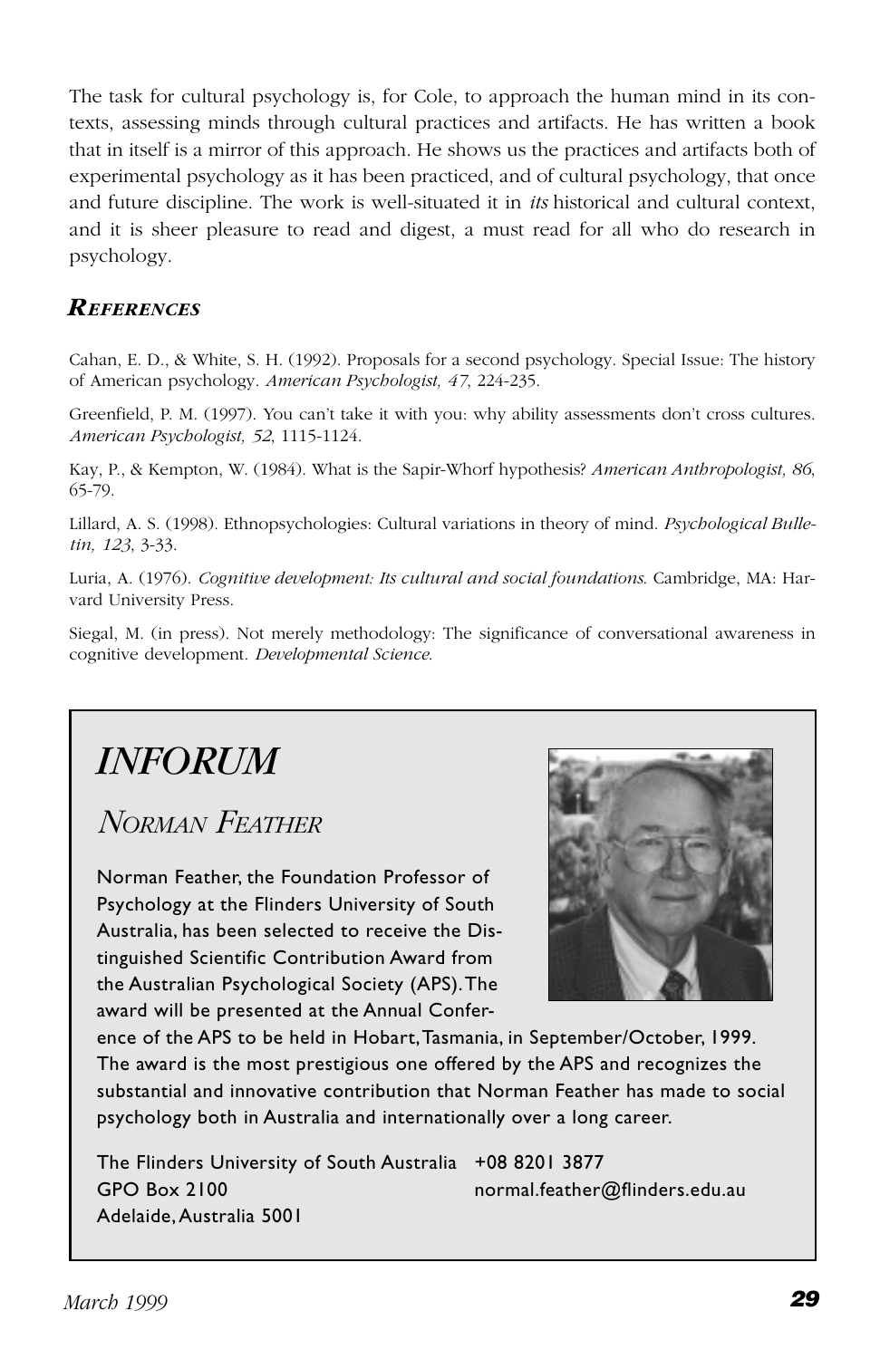The task for cultural psychology is, for Cole, to approach the human mind in its contexts, assessing minds through cultural practices and artifacts. He has written a book that in itself is a mirror of this approach. He shows us the practices and artifacts both of experimental psychology as it has been practiced, and of cultural psychology, that once and future discipline. The work is well-situated it in *its* historical and cultural context, and it is sheer pleasure to read and digest, a must read for all who do research in psychology.

### *References*

Cahan, E. D., & White, S. H. (1992). Proposals for a second psychology. Special Issue: The history of American psychology. *American Psychologist, 47*, 224-235.

Greenfield, P. M. (1997). You can't take it with you: why ability assessments don't cross cultures. *American Psychologist, 52*, 1115-1124.

Kay, P., & Kempton, W. (1984). What is the Sapir-Whorf hypothesis? *American Anthropologist, 86*, 65-79.

Lillard, A. S. (1998). Ethnopsychologies: Cultural variations in theory of mind. *Psychological Bulletin, 123*, 3-33.

Luria, A. (1976). *Cognitive development: Its cultural and social foundations*. Cambridge, MA: Harvard University Press.

Siegal, M. (in press). Not merely methodology: The significance of conversational awareness in cognitive development. *Developmental Science*.

# *INFORUM*

## *Norman Feather*

Norman Feather, the Foundation Professor of Psychology at the Flinders University of South Australia, has been selected to receive the Distinguished Scientific Contribution Award from the Australian Psychological Society (APS). The award will be presented at the Annual Conference of the APS to be held in Hobart, Tasmania, in September/October, 1999. The award is the most prestigious one offered by the APS and recognizes the substantial and innovative contribution that Norman Feather has made to social psychology both in Australia and internationally over a long career.

The Flinders University of South Australia
GPO Box 2100
Adelaide, Australia 5001

+08 8201 3877
normal.feather@flinders.edu.au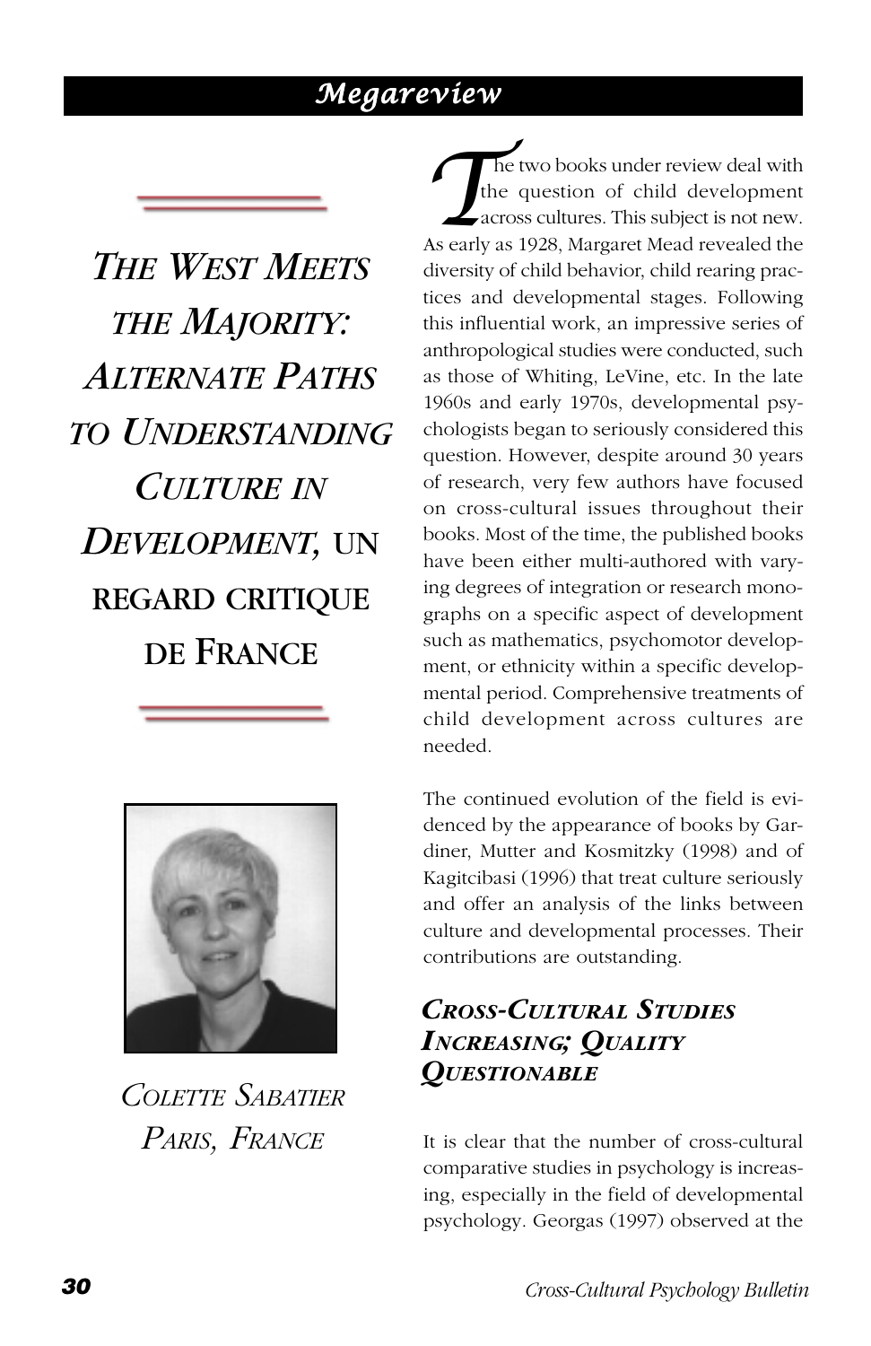# *The West Meets the Majority: Alternate Paths to Understanding Culture in Development,* un regard critique de France

*Colette Sabatier*
*Paris, France*

The two books under review deal with the question of child development across cultures. This subject is not new. As early as 1928, Margaret Mead revealed the diversity of child behavior, child rearing practices and developmental stages. Following this influential work, an impressive series of anthropological studies were conducted, such as those of Whiting, LeVine, etc. In the late 1960s and early 1970s, developmental psychologists began to seriously considered this question. However, despite around 30 years of research, very few authors have focused on cross-cultural issues throughout their books. Most of the time, the published books have been either multi-authored with varying degrees of integration or research monographs on a specific aspect of development such as mathematics, psychomotor development, or ethnicity within a specific developmental period. Comprehensive treatments of child development across cultures are needed.

The continued evolution of the field is evidenced by the appearance of books by Gardiner, Mutter and Kosmitzky (1998) and of Kagitcibasi (1996) that treat culture seriously and offer an analysis of the links between culture and developmental processes. Their contributions are outstanding.

## *Cross-Cultural Studies Increasing; Quality Questionable*

It is clear that the number of cross-cultural comparative studies in psychology is increasing, especially in the field of developmental psychology. Georgas (1997) observed at the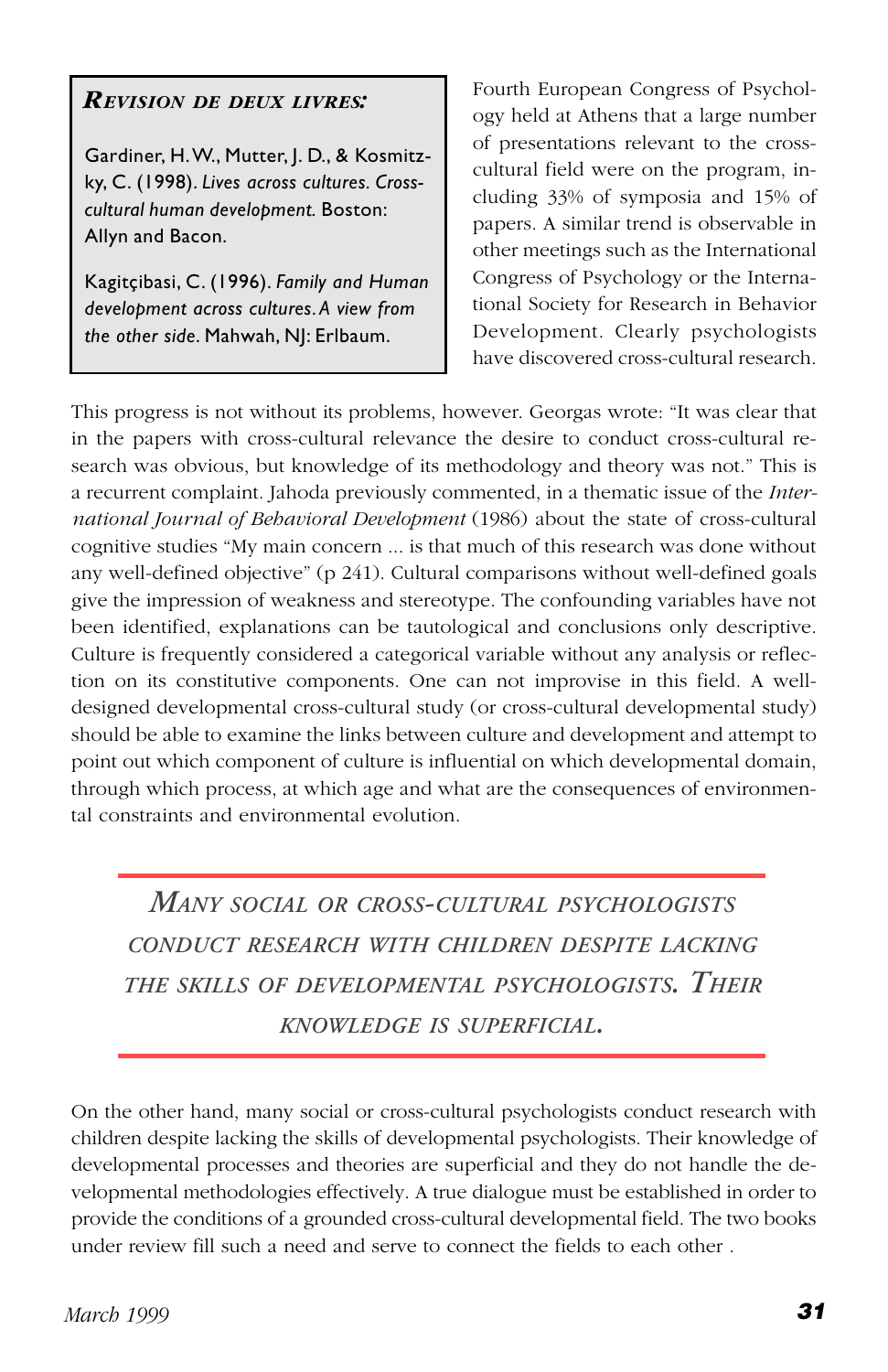**_REVISION DE DEUX LIVRES:_**

Gardiner, H. W., Mutter, J. D., & Kosmitzky, C. (1998). *Lives across cultures. Cross-cultural human development.* Boston: Allyn and Bacon.

Kagitçibasi, C. (1996). *Family and Human development across cultures. A view from the other side.* Mahwah, NJ: Erlbaum.

Fourth European Congress of Psychology held at Athens that a large number of presentations relevant to the cross-cultural field were on the program, including 33% of symposia and 15% of papers. A similar trend is observable in other meetings such as the International Congress of Psychology or the International Society for Research in Behavior Development. Clearly psychologists have discovered cross-cultural research.

This progress is not without its problems, however. Georgas wrote: "It was clear that in the papers with cross-cultural relevance the desire to conduct cross-cultural research was obvious, but knowledge of its methodology and theory was not." This is a recurrent complaint. Jahoda previously commented, in a thematic issue of the *International Journal of Behavioral Development* (1986) about the state of cross-cultural cognitive studies "My main concern ... is that much of this research was done without any well-defined objective" (p 241). Cultural comparisons without well-defined goals give the impression of weakness and stereotype. The confounding variables have not been identified, explanations can be tautological and conclusions only descriptive. Culture is frequently considered a categorical variable without any analysis or reflection on its constitutive components. One can not improvise in this field. A well-designed developmental cross-cultural study (or cross-cultural developmental study) should be able to examine the links between culture and development and attempt to point out which component of culture is influential on which developmental domain, through which process, at which age and what are the consequences of environmental constraints and environmental evolution.

> *MANY SOCIAL OR CROSS-CULTURAL PSYCHOLOGISTS CONDUCT RESEARCH WITH CHILDREN DESPITE LACKING THE SKILLS OF DEVELOPMENTAL PSYCHOLOGISTS. THEIR KNOWLEDGE IS SUPERFICIAL.*

On the other hand, many social or cross-cultural psychologists conduct research with children despite lacking the skills of developmental psychologists. Their knowledge of developmental processes and theories are superficial and they do not handle the developmental methodologies effectively. A true dialogue must be established in order to provide the conditions of a grounded cross-cultural developmental field. The two books under review fill such a need and serve to connect the fields to each other .

*March 1999*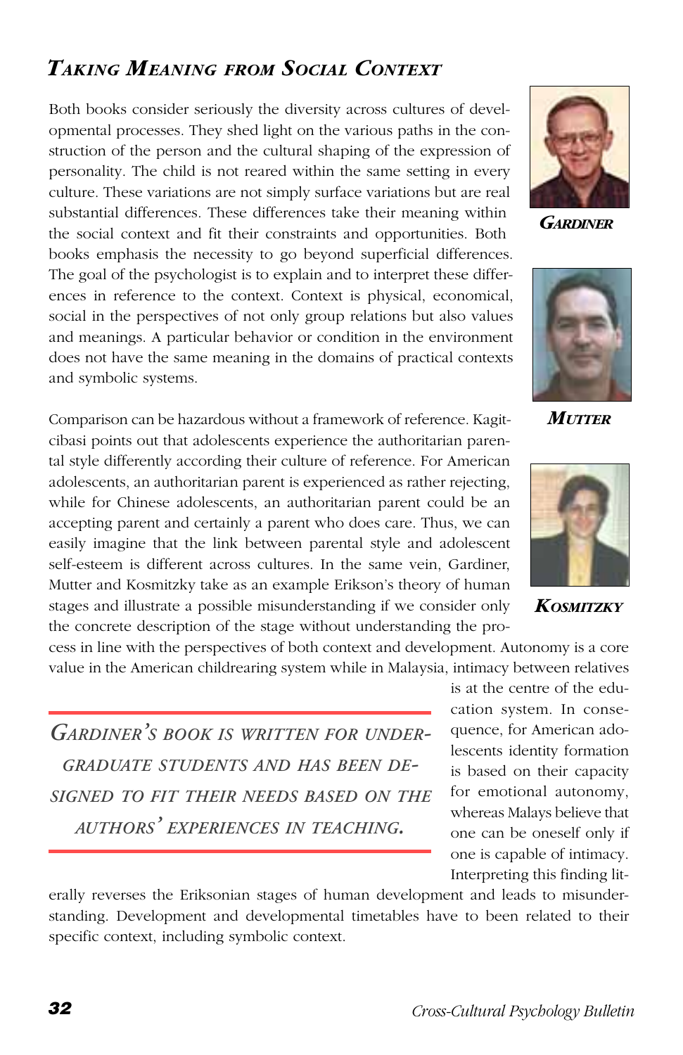## *Taking Meaning from Social Context*

Both books consider seriously the diversity across cultures of developmental processes. They shed light on the various paths in the construction of the person and the cultural shaping of the expression of personality. The child is not reared within the same setting in every culture. These variations are not simply surface variations but are real substantial differences. These differences take their meaning within the social context and fit their constraints and opportunities. Both books emphasis the necessity to go beyond superficial differences. The goal of the psychologist is to explain and to interpret these differences in reference to the context. Context is physical, economical, social in the perspectives of not only group relations but also values and meanings. A particular behavior or condition in the environment does not have the same meaning in the domains of practical contexts and symbolic systems.

***Gardiner***

***Mutter***

***Kosmitzky***

Comparison can be hazardous without a framework of reference. Kagitcibasi points out that adolescents experience the authoritarian parental style differently according their culture of reference. For American adolescents, an authoritarian parent is experienced as rather rejecting, while for Chinese adolescents, an authoritarian parent could be an accepting parent and certainly a parent who does care. Thus, we can easily imagine that the link between parental style and adolescent self-esteem is different across cultures. In the same vein, Gardiner, Mutter and Kosmitzky take as an example Erikson's theory of human stages and illustrate a possible misunderstanding if we consider only the concrete description of the stage without understanding the process in line with the perspectives of both context and development. Autonomy is a core value in the American childrearing system while in Malaysia, intimacy between relatives is at the centre of the education system. In consequence, for American adolescents identity formation is based on their capacity for emotional autonomy, whereas Malays believe that one can be oneself only if one is capable of intimacy. Interpreting this finding literally reverses the Eriksonian stages of human development and leads to misunderstanding. Development and developmental timetables have to been related to their specific context, including symbolic context.

> *Gardiner's book is written for undergraduate students and has been designed to fit their needs based on the authors' experiences in teaching.*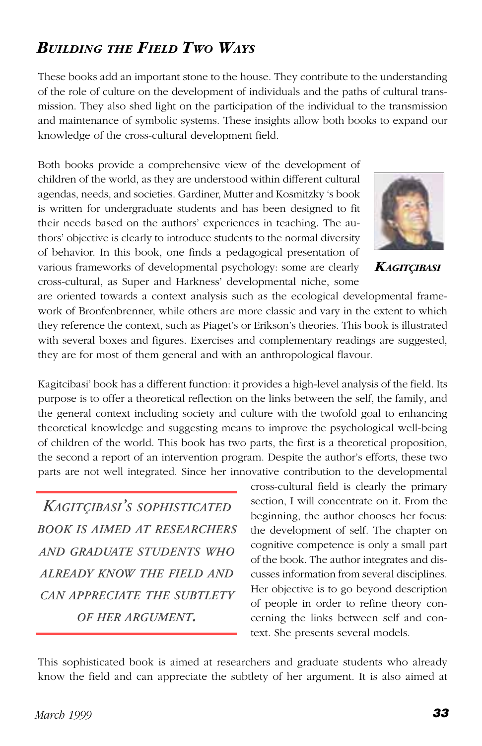## *Building the Field Two Ways*

These books add an important stone to the house. They contribute to the understanding of the role of culture on the development of individuals and the paths of cultural transmission. They also shed light on the participation of the individual to the transmission and maintenance of symbolic systems. These insights allow both books to expand our knowledge of the cross-cultural development field.

Both books provide a comprehensive view of the development of children of the world, as they are understood within different cultural agendas, needs, and societies. Gardiner, Mutter and Kosmitzky 's book is written for undergraduate students and has been designed to fit their needs based on the authors' experiences in teaching. The authors' objective is clearly to introduce students to the normal diversity of behavior. In this book, one finds a pedagogical presentation of various frameworks of developmental psychology: some are clearly cross-cultural, as Super and Harkness' developmental niche, some are oriented towards a context analysis such as the ecological developmental framework of Bronfenbrenner, while others are more classic and vary in the extent to which they reference the context, such as Piaget's or Erikson's theories. This book is illustrated with several boxes and figures. Exercises and complementary readings are suggested, they are for most of them general and with an anthropological flavour.

***Kagitçibasi***

Kagitcibasi' book has a different function: it provides a high-level analysis of the field. Its purpose is to offer a theoretical reflection on the links between the self, the family, and the general context including society and culture with the twofold goal to enhancing theoretical knowledge and suggesting means to improve the psychological well-being of children of the world. This book has two parts, the first is a theoretical proposition, the second a report of an intervention program. Despite the author's efforts, these two parts are not well integrated. Since her innovative contribution to the developmental cross-cultural field is clearly the primary section, I will concentrate on it. From the beginning, the author chooses her focus: the development of self. The chapter on cognitive competence is only a small part of the book. The author integrates and discusses information from several disciplines. Her objective is to go beyond description of people in order to refine theory concerning the links between self and context. She presents several models.

> *Kagitçibasi's sophisticated book is aimed at researchers and graduate students who already know the field and can appreciate the subtlety of her argument.*

This sophisticated book is aimed at researchers and graduate students who already know the field and can appreciate the subtlety of her argument. It is also aimed at

*March 1999*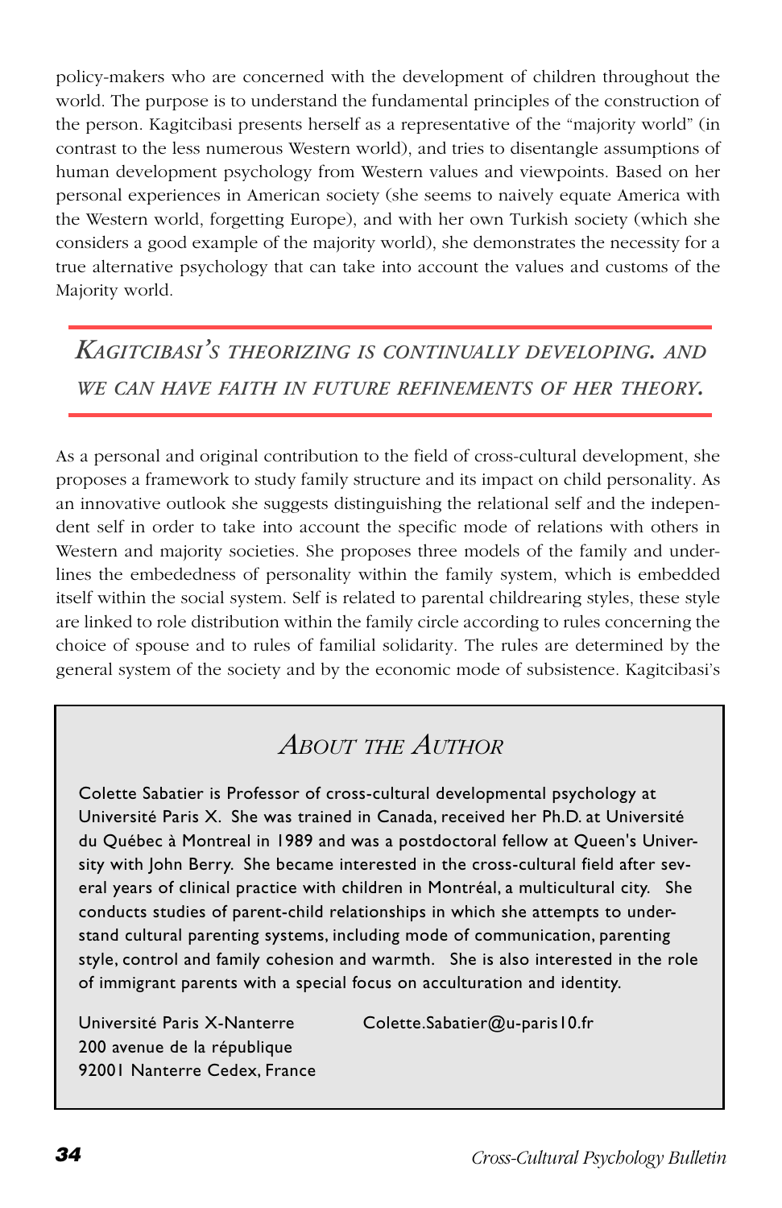policy-makers who are concerned with the development of children throughout the world. The purpose is to understand the fundamental principles of the construction of the person. Kagitcibasi presents herself as a representative of the "majority world" (in contrast to the less numerous Western world), and tries to disentangle assumptions of human development psychology from Western values and viewpoints. Based on her personal experiences in American society (she seems to naively equate America with the Western world, forgetting Europe), and with her own Turkish society (which she considers a good example of the majority world), she demonstrates the necessity for a true alternative psychology that can take into account the values and customs of the Majority world.

> *KAGITCIBASI'S THEORIZING IS CONTINUALLY DEVELOPING, AND WE CAN HAVE FAITH IN FUTURE REFINEMENTS OF HER THEORY.*

As a personal and original contribution to the field of cross-cultural development, she proposes a framework to study family structure and its impact on child personality. As an innovative outlook she suggests distinguishing the relational self and the independent self in order to take into account the specific mode of relations with others in Western and majority societies. She proposes three models of the family and underlines the embededness of personality within the family system, which is embedded itself within the social system. Self is related to parental childrearing styles, these style are linked to role distribution within the family circle according to rules concerning the choice of spouse and to rules of familial solidarity. The rules are determined by the general system of the society and by the economic mode of subsistence. Kagitcibasi's

## About the Author

Colette Sabatier is Professor of cross-cultural developmental psychology at Université Paris X. She was trained in Canada, received her Ph.D. at Université du Québec à Montreal in 1989 and was a postdoctoral fellow at Queen's University with John Berry. She became interested in the cross-cultural field after several years of clinical practice with children in Montréal, a multicultural city. She conducts studies of parent-child relationships in which she attempts to understand cultural parenting systems, including mode of communication, parenting style, control and family cohesion and warmth. She is also interested in the role of immigrant parents with a special focus on acculturation and identity.

Université Paris X-Nanterre
200 avenue de la république
92001 Nanterre Cedex, France

Colette.Sabatier@u-paris10.fr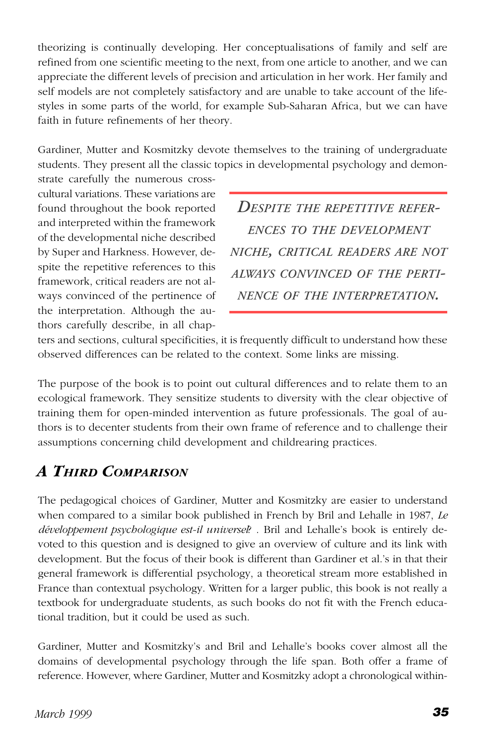theorizing is continually developing. Her conceptualisations of family and self are refined from one scientific meeting to the next, from one article to another, and we can appreciate the different levels of precision and articulation in her work. Her family and self models are not completely satisfactory and are unable to take account of the lifestyles in some parts of the world, for example Sub-Saharan Africa, but we can have faith in future refinements of her theory.

Gardiner, Mutter and Kosmitzky devote themselves to the training of undergraduate students. They present all the classic topics in developmental psychology and demonstrate carefully the numerous cross-cultural variations. These variations are found throughout the book reported and interpreted within the framework of the developmental niche described by Super and Harkness. However, despite the repetitive references to this framework, critical readers are not always convinced of the pertinence of the interpretation. Although the authors carefully describe, in all chapters and sections, cultural specificities, it is frequently difficult to understand how these observed differences can be related to the context. Some links are missing.

> *DESPITE THE REPETITIVE REFERENCES TO THE DEVELOPMENT NICHE, CRITICAL READERS ARE NOT ALWAYS CONVINCED OF THE PERTINENCE OF THE INTERPRETATION.*

The purpose of the book is to point out cultural differences and to relate them to an ecological framework. They sensitize students to diversity with the clear objective of training them for open-minded intervention as future professionals. The goal of authors is to decenter students from their own frame of reference and to challenge their assumptions concerning child development and childrearing practices.

## *A Third Comparison*

The pedagogical choices of Gardiner, Mutter and Kosmitzky are easier to understand when compared to a similar book published in French by Bril and Lehalle in 1987, *Le développement psychologique est-il universel?* . Bril and Lehalle's book is entirely devoted to this question and is designed to give an overview of culture and its link with development. But the focus of their book is different than Gardiner et al.'s in that their general framework is differential psychology, a theoretical stream more established in France than contextual psychology. Written for a larger public, this book is not really a textbook for undergraduate students, as such books do not fit with the French educational tradition, but it could be used as such.

Gardiner, Mutter and Kosmitzky's and Bril and Lehalle's books cover almost all the domains of developmental psychology through the life span. Both offer a frame of reference. However, where Gardiner, Mutter and Kosmitzky adopt a chronological within-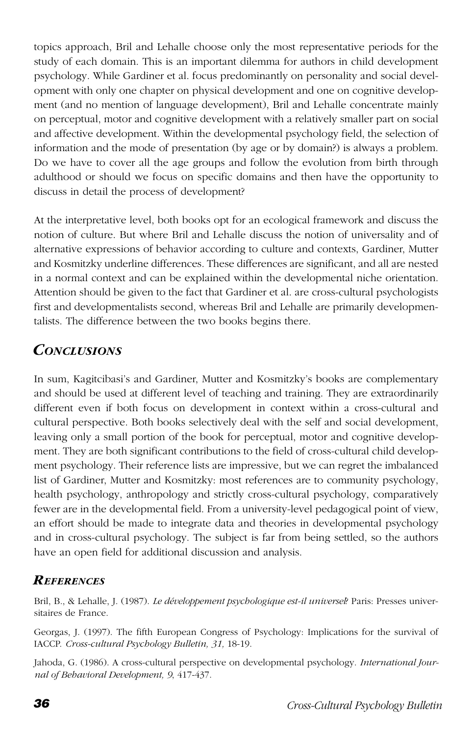topics approach, Bril and Lehalle choose only the most representative periods for the study of each domain. This is an important dilemma for authors in child development psychology. While Gardiner et al. focus predominantly on personality and social development with only one chapter on physical development and one on cognitive development (and no mention of language development), Bril and Lehalle concentrate mainly on perceptual, motor and cognitive development with a relatively smaller part on social and affective development. Within the developmental psychology field, the selection of information and the mode of presentation (by age or by domain?) is always a problem. Do we have to cover all the age groups and follow the evolution from birth through adulthood or should we focus on specific domains and then have the opportunity to discuss in detail the process of development?

At the interpretative level, both books opt for an ecological framework and discuss the notion of culture. But where Bril and Lehalle discuss the notion of universality and of alternative expressions of behavior according to culture and contexts, Gardiner, Mutter and Kosmitzky underline differences. These differences are significant, and all are nested in a normal context and can be explained within the developmental niche orientation. Attention should be given to the fact that Gardiner et al. are cross-cultural psychologists first and developmentalists second, whereas Bril and Lehalle are primarily developmentalists. The difference between the two books begins there.

## *Conclusions*

In sum, Kagitcibasi's and Gardiner, Mutter and Kosmitzky's books are complementary and should be used at different level of teaching and training. They are extraordinarily different even if both focus on development in context within a cross-cultural and cultural perspective. Both books selectively deal with the self and social development, leaving only a small portion of the book for perceptual, motor and cognitive development. They are both significant contributions to the field of cross-cultural child development psychology. Their reference lists are impressive, but we can regret the imbalanced list of Gardiner, Mutter and Kosmitzky: most references are to community psychology, health psychology, anthropology and strictly cross-cultural psychology, comparatively fewer are in the developmental field. From a university-level pedagogical point of view, an effort should be made to integrate data and theories in developmental psychology and in cross-cultural psychology. The subject is far from being settled, so the authors have an open field for additional discussion and analysis.

### *References*

Bril, B., & Lehalle, J. (1987). *Le développement psychologique est-il universel?* Paris: Presses universitaires de France.

Georgas, J. (1997). The fifth European Congress of Psychology: Implications for the survival of IACCP. *Cross-cultural Psychology Bulletin, 31,* 18-19.

Jahoda, G. (1986). A cross-cultural perspective on developmental psychology. *International Journal of Behavioral Development, 9*, 417-437.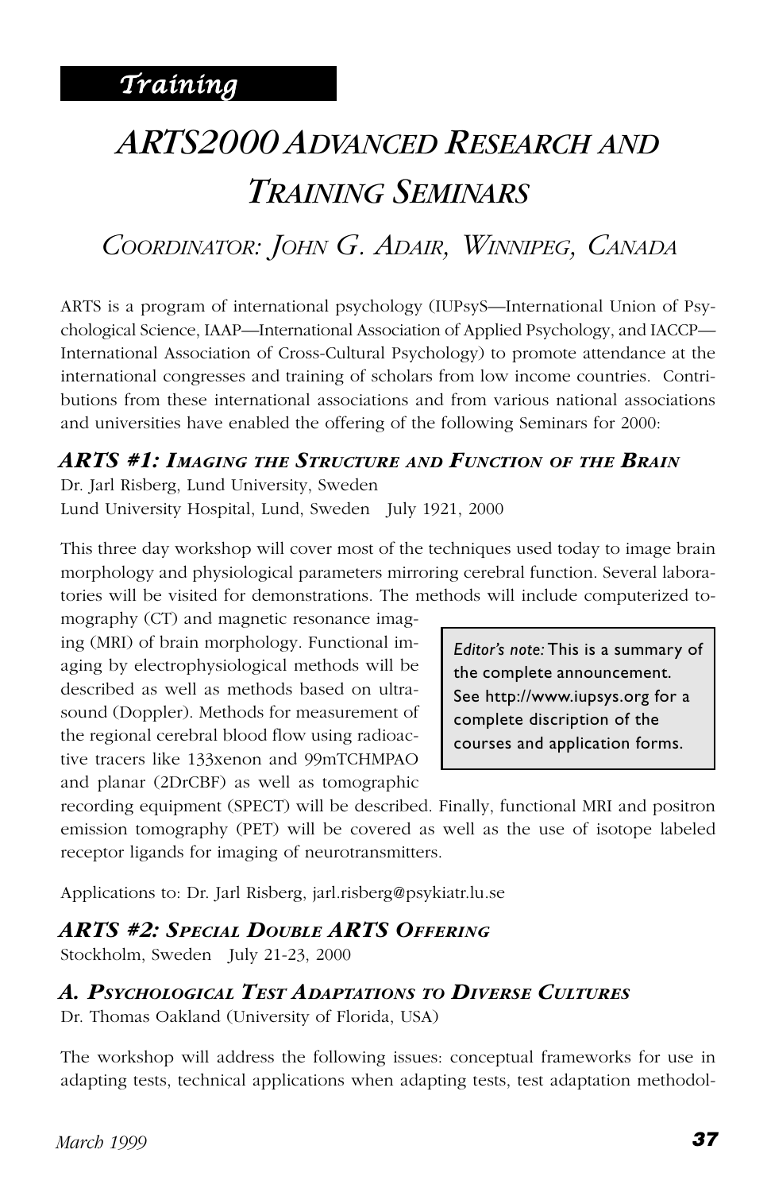*Training*

# *ARTS2000 Advanced Research and Training Seminars*

## *Coordinator: John G. Adair, Winnipeg, Canada*

ARTS is a program of international psychology (IUPsyS—International Union of Psychological Science, IAAP—International Association of Applied Psychology, and IACCP—International Association of Cross-Cultural Psychology) to promote attendance at the international congresses and training of scholars from low income countries. Contributions from these international associations and from various national associations and universities have enabled the offering of the following Seminars for 2000:

### *ARTS #1: Imaging the Structure and Function of the Brain*

Dr. Jarl Risberg, Lund University, Sweden
Lund University Hospital, Lund, Sweden July 1921, 2000

This three day workshop will cover most of the techniques used today to image brain morphology and physiological parameters mirroring cerebral function. Several laboratories will be visited for demonstrations. The methods will include computerized tomography (CT) and magnetic resonance imaging (MRI) of brain morphology. Functional imaging by electrophysiological methods will be described as well as methods based on ultrasound (Doppler). Methods for measurement of the regional cerebral blood flow using radioactive tracers like 133xenon and 99mTCHMPAO and planar (2DrCBF) as well as tomographic recording equipment (SPECT) will be described. Finally, functional MRI and positron emission tomography (PET) will be covered as well as the use of isotope labeled receptor ligands for imaging of neurotransmitters.

> *Editor's note:* This is a summary of the complete announcement. See http://www.iupsys.org for a complete discription of the courses and application forms.

Applications to: Dr. Jarl Risberg, jarl.risberg@psykiatr.lu.se

### *ARTS #2: Special Double ARTS Offering*

Stockholm, Sweden July 21-23, 2000

### *A. Psychological Test Adaptations to Diverse Cultures*

Dr. Thomas Oakland (University of Florida, USA)

The workshop will address the following issues: conceptual frameworks for use in adapting tests, technical applications when adapting tests, test adaptation methodol-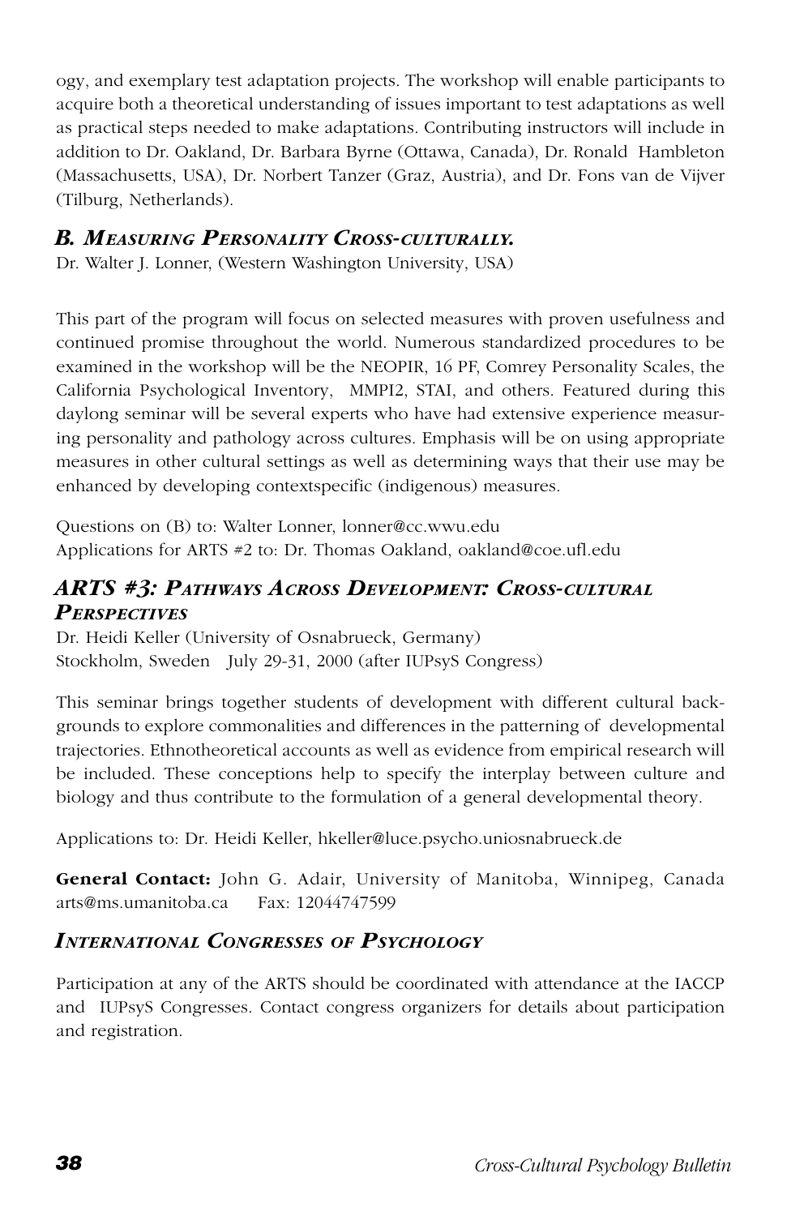ogy, and exemplary test adaptation projects. The workshop will enable participants to acquire both a theoretical understanding of issues important to test adaptations as well as practical steps needed to make adaptations. Contributing instructors will include in addition to Dr. Oakland, Dr. Barbara Byrne (Ottawa, Canada), Dr. Ronald Hambleton (Massachusetts, USA), Dr. Norbert Tanzer (Graz, Austria), and Dr. Fons van de Vijver (Tilburg, Netherlands).

### *B. Measuring Personality Cross-culturally.*

Dr. Walter J. Lonner, (Western Washington University, USA)

This part of the program will focus on selected measures with proven usefulness and continued promise throughout the world. Numerous standardized procedures to be examined in the workshop will be the NEOPIR, 16 PF, Comrey Personality Scales, the California Psychological Inventory, MMPI2, STAI, and others. Featured during this daylong seminar will be several experts who have had extensive experience measuring personality and pathology across cultures. Emphasis will be on using appropriate measures in other cultural settings as well as determining ways that their use may be enhanced by developing contextspecific (indigenous) measures.

Questions on (B) to: Walter Lonner, lonner@cc.wwu.edu
Applications for ARTS #2 to: Dr. Thomas Oakland, oakland@coe.ufl.edu

### *ARTS #3: Pathways Across Development: Cross-cultural Perspectives*

Dr. Heidi Keller (University of Osnabrueck, Germany)
Stockholm, Sweden July 29-31, 2000 (after IUPsyS Congress)

This seminar brings together students of development with different cultural backgrounds to explore commonalities and differences in the patterning of developmental trajectories. Ethnotheoretical accounts as well as evidence from empirical research will be included. These conceptions help to specify the interplay between culture and biology and thus contribute to the formulation of a general developmental theory.

Applications to: Dr. Heidi Keller, hkeller@luce.psycho.uniosnabrueck.de

**General Contact:** John G. Adair, University of Manitoba, Winnipeg, Canada arts@ms.umanitoba.ca Fax: 12044747599

### *International Congresses of Psychology*

Participation at any of the ARTS should be coordinated with attendance at the IACCP and IUPsyS Congresses. Contact congress organizers for details about participation and registration.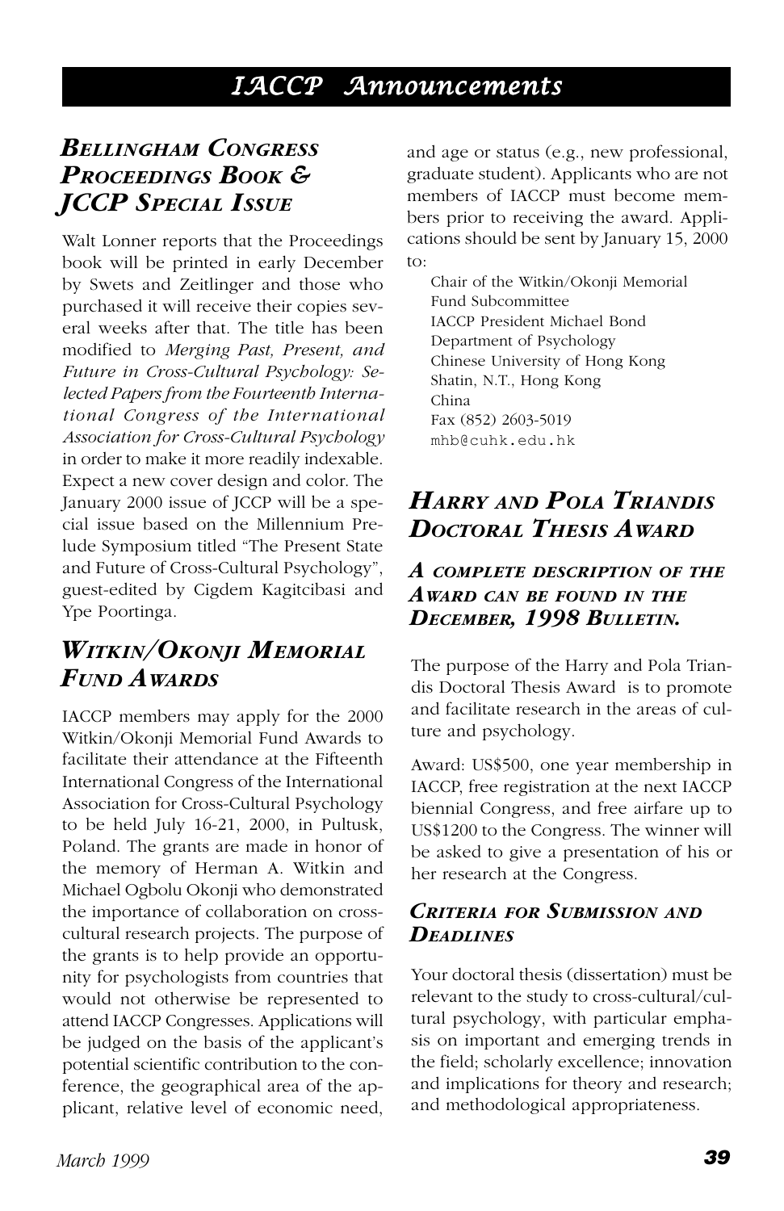# IACCP Announcements

## Bellingham Congress Proceedings Book & JCCP Special Issue

Walt Lonner reports that the Proceedings book will be printed in early December by Swets and Zeitlinger and those who purchased it will receive their copies several weeks after that. The title has been modified to *Merging Past, Present, and Future in Cross-Cultural Psychology: Selected Papers from the Fourteenth International Congress of the International Association for Cross-Cultural Psychology* in order to make it more readily indexable. Expect a new cover design and color. The January 2000 issue of JCCP will be a special issue based on the Millennium Prelude Symposium titled "The Present State and Future of Cross-Cultural Psychology", guest-edited by Cigdem Kagitcibasi and Ype Poortinga.

## Witkin/Okonji Memorial Fund Awards

IACCP members may apply for the 2000 Witkin/Okonji Memorial Fund Awards to facilitate their attendance at the Fifteenth International Congress of the International Association for Cross-Cultural Psychology to be held July 16-21, 2000, in Pultusk, Poland. The grants are made in honor of the memory of Herman A. Witkin and Michael Ogbolu Okonji who demonstrated the importance of collaboration on cross-cultural research projects. The purpose of the grants is to help provide an opportunity for psychologists from countries that would not otherwise be represented to attend IACCP Congresses. Applications will be judged on the basis of the applicant's potential scientific contribution to the conference, the geographical area of the applicant, relative level of economic need, and age or status (e.g., new professional, graduate student). Applicants who are not members of IACCP must become members prior to receiving the award. Applications should be sent by January 15, 2000 to:

Chair of the Witkin/Okonji Memorial Fund Subcommittee
IACCP President Michael Bond
Department of Psychology
Chinese University of Hong Kong
Shatin, N.T., Hong Kong
China
Fax (852) 2603-5019
mhb@cuhk.edu.hk

## Harry and Pola Triandis Doctoral Thesis Award

### A complete description of the Award can be found in the December, 1998 Bulletin.

The purpose of the Harry and Pola Triandis Doctoral Thesis Award is to promote and facilitate research in the areas of culture and psychology.

Award: US$500, one year membership in IACCP, free registration at the next IACCP biennial Congress, and free airfare up to US$1200 to the Congress. The winner will be asked to give a presentation of his or her research at the Congress.

### Criteria for Submission and Deadlines

Your doctoral thesis (dissertation) must be relevant to the study to cross-cultural/cultural psychology, with particular emphasis on important and emerging trends in the field; scholarly excellence; innovation and implications for theory and research; and methodological appropriateness.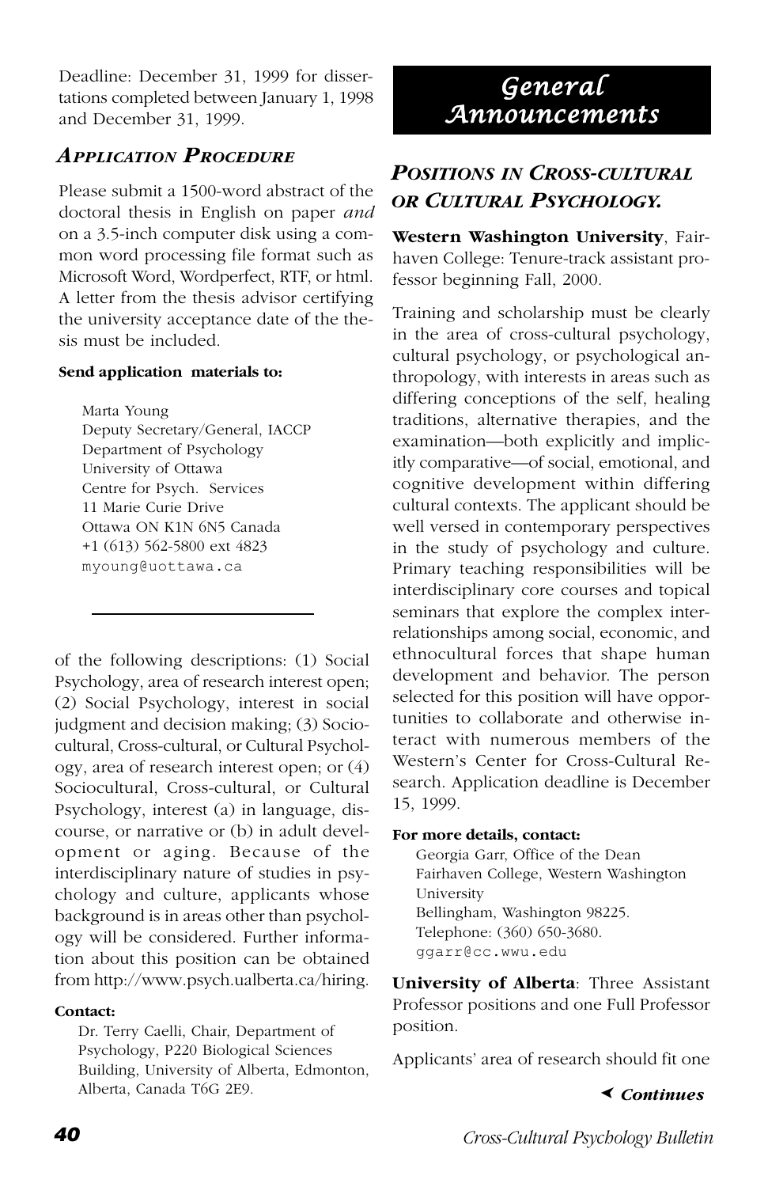Deadline: December 31, 1999 for dissertations completed between January 1, 1998 and December 31, 1999.

### *Application Procedure*

Please submit a 1500-word abstract of the doctoral thesis in English on paper *and* on a 3.5-inch computer disk using a common word processing file format such as Microsoft Word, Wordperfect, RTF, or html. A letter from the thesis advisor certifying the university acceptance date of the thesis must be included.

**Send application materials to:**

Marta Young
Deputy Secretary/General, IACCP
Department of Psychology
University of Ottawa
Centre for Psych. Services
11 Marie Curie Drive
Ottawa ON K1N 6N5 Canada
+1 (613) 562-5800 ext 4823
myoung@uottawa.ca

---

## General Announcements

### *Positions in Cross-cultural or Cultural Psychology.*

**Western Washington University**, Fairhaven College: Tenure-track assistant professor beginning Fall, 2000.

Training and scholarship must be clearly in the area of cross-cultural psychology, cultural psychology, or psychological anthropology, with interests in areas such as differing conceptions of the self, healing traditions, alternative therapies, and the examination—both explicitly and implicitly comparative—of social, emotional, and cognitive development within differing cultural contexts. The applicant should be well versed in contemporary perspectives in the study of psychology and culture. Primary teaching responsibilities will be interdisciplinary core courses and topical seminars that explore the complex interrelationships among social, economic, and ethnocultural forces that shape human development and behavior. The person selected for this position will have opportunities to collaborate and otherwise interact with numerous members of the Western's Center for Cross-Cultural Research. Application deadline is December 15, 1999.

**For more details, contact:**

Georgia Garr, Office of the Dean
Fairhaven College, Western Washington University
Bellingham, Washington 98225.
Telephone: (360) 650-3680.
ggarr@cc.wwu.edu

**University of Alberta**: Three Assistant Professor positions and one Full Professor position.

Applicants' area of research should fit one of the following descriptions: (1) Social Psychology, area of research interest open; (2) Social Psychology, interest in social judgment and decision making; (3) Sociocultural, Cross-cultural, or Cultural Psychology, area of research interest open; or (4) Sociocultural, Cross-cultural, or Cultural Psychology, interest (a) in language, discourse, or narrative or (b) in adult development or aging. Because of the interdisciplinary nature of studies in psychology and culture, applicants whose background is in areas other than psychology will be considered. Further information about this position can be obtained from http://www.psych.ualberta.ca/hiring.

**Contact:**

Dr. Terry Caelli, Chair, Department of Psychology, P220 Biological Sciences Building, University of Alberta, Edmonton, Alberta, Canada T6G 2E9.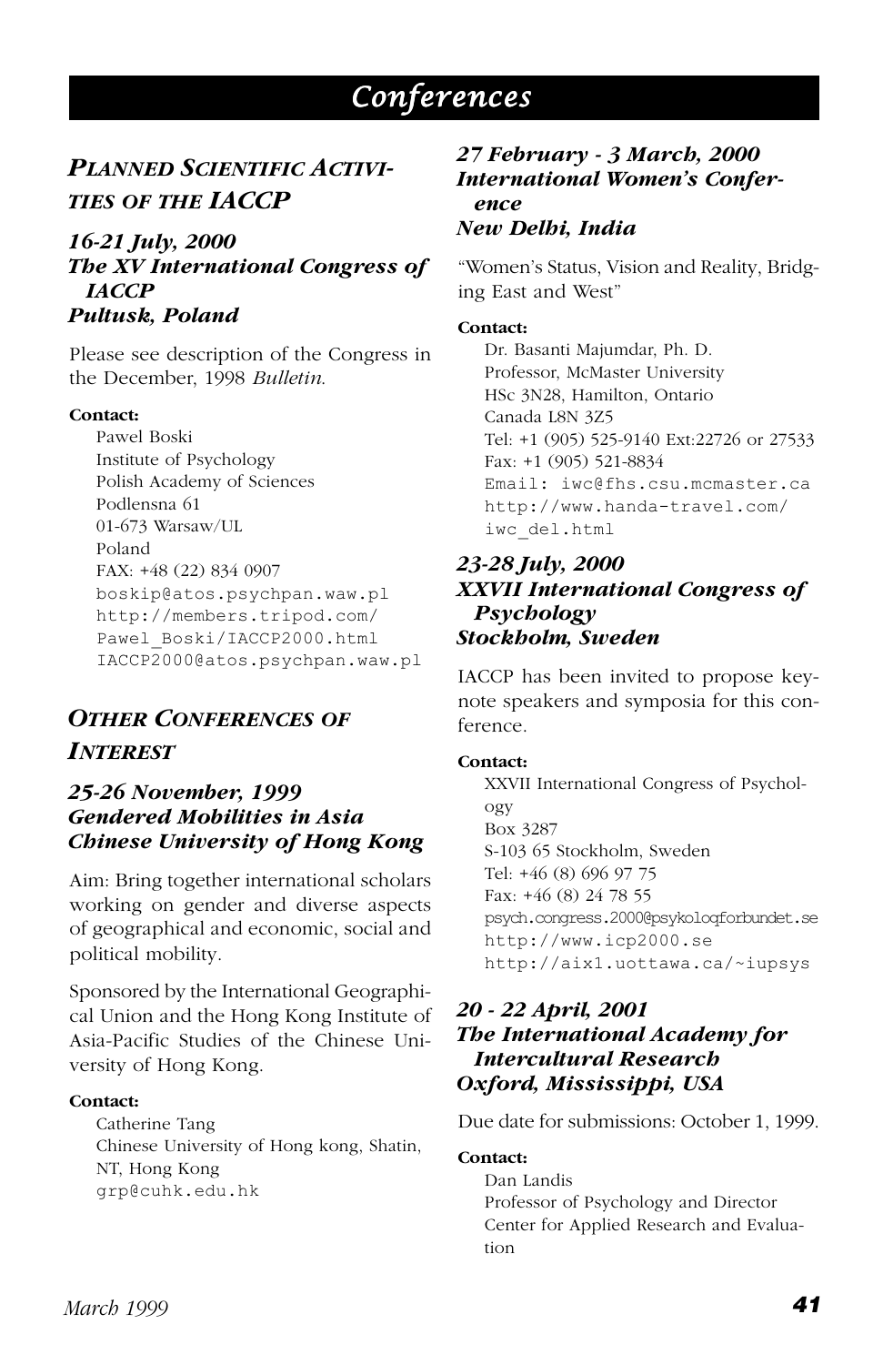# Conferences

## *Planned Scientific Activities of the IACCP*

### *16-21 July, 2000*
### *The XV International Congress of IACCP*
### *Pultusk, Poland*

Please see description of the Congress in the December, 1998 *Bulletin*.

**Contact:**

Pawel Boski
Institute of Psychology
Polish Academy of Sciences
Podlensna 61
01-673 Warsaw/UL
Poland
FAX: +48 (22) 834 0907
boskip@atos.psychpan.waw.pl
http://members.tripod.com/Pawel_Boski/IACCP2000.html
IACCP2000@atos.psychpan.waw.pl

## *Other Conferences of Interest*

### *25-26 November, 1999*
### *Gendered Mobilities in Asia*
### *Chinese University of Hong Kong*

Aim: Bring together international scholars working on gender and diverse aspects of geographical and economic, social and political mobility.

Sponsored by the International Geographical Union and the Hong Kong Institute of Asia-Pacific Studies of the Chinese University of Hong Kong.

**Contact:**

Catherine Tang
Chinese University of Hong kong, Shatin, NT, Hong Kong
grp@cuhk.edu.hk

### *27 February - 3 March, 2000*
### *International Women's Conference*
### *New Delhi, India*

"Women's Status, Vision and Reality, Bridging East and West"

**Contact:**

Dr. Basanti Majumdar, Ph. D.
Professor, McMaster University
HSc 3N28, Hamilton, Ontario
Canada L8N 3Z5
Tel: +1 (905) 525-9140 Ext:22726 or 27533
Fax: +1 (905) 521-8834
Email: iwc@fhs.csu.mcmaster.ca
http://www.handa-travel.com/iwc_del.html

### *23-28 July, 2000*
### *XXVII International Congress of Psychology*
### *Stockholm, Sweden*

IACCP has been invited to propose keynote speakers and symposia for this conference.

**Contact:**

XXVII International Congress of Psychology
Box 3287
S-103 65 Stockholm, Sweden
Tel: +46 (8) 696 97 75
Fax: +46 (8) 24 78 55
psych.congress.2000@psykologforbundet.se
http://www.icp2000.se
http://aix1.uottawa.ca/~iupsys

### *20 - 22 April, 2001*
### *The International Academy for Intercultural Research*
### *Oxford, Mississippi, USA*

Due date for submissions: October 1, 1999.

**Contact:**

Dan Landis
Professor of Psychology and Director
Center for Applied Research and Evaluation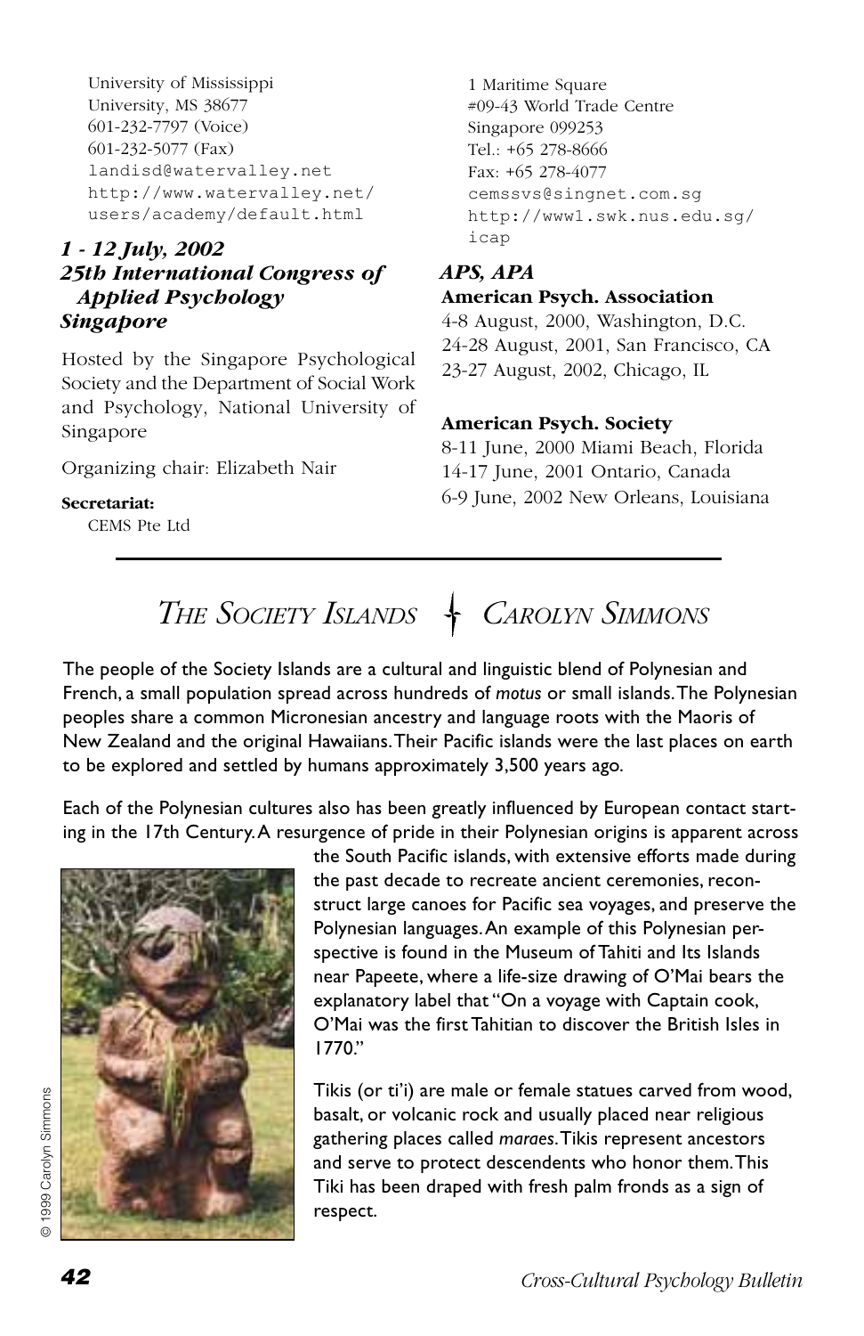University of Mississippi
University, MS 38677
601-232-7797 (Voice)
601-232-5077 (Fax)
landisd@watervalley.net
http://www.watervalley.net/users/academy/default.html

### *1 - 12 July, 2002*
### *25th International Congress of Applied Psychology*
### *Singapore*

Hosted by the Singapore Psychological Society and the Department of Social Work and Psychology, National University of Singapore

Organizing chair: Elizabeth Nair

**Secretariat:**
CEMS Pte Ltd
1 Maritime Square
#09-43 World Trade Centre
Singapore 099253
Tel.: +65 278-8666
Fax: +65 278-4077
cemssvs@singnet.com.sg
http://www1.swk.nus.edu.sg/icap

### *APS, APA*

**American Psych. Association**

4-8 August, 2000, Washington, D.C.
24-28 August, 2001, San Francisco, CA
23-27 August, 2002, Chicago, IL

**American Psych. Society**

8-11 June, 2000 Miami Beach, Florida
14-17 June, 2001 Ontario, Canada
6-9 June, 2002 New Orleans, Louisiana

## *The Society Islands — Carolyn Simmons*

The people of the Society Islands are a cultural and linguistic blend of Polynesian and French, a small population spread across hundreds of *motus* or small islands. The Polynesian peoples share a common Micronesian ancestry and language roots with the Maoris of New Zealand and the original Hawaiians. Their Pacific islands were the last places on earth to be explored and settled by humans approximately 3,500 years ago.

Each of the Polynesian cultures also has been greatly influenced by European contact starting in the 17th Century. A resurgence of pride in their Polynesian origins is apparent across the South Pacific islands, with extensive efforts made during the past decade to recreate ancient ceremonies, reconstruct large canoes for Pacific sea voyages, and preserve the Polynesian languages. An example of this Polynesian perspective is found in the Museum of Tahiti and Its Islands near Papeete, where a life-size drawing of O'Mai bears the explanatory label that "On a voyage with Captain cook, O'Mai was the first Tahitian to discover the British Isles in 1770."

© 1999 Carolyn Simmons

Tikis (or ti'i) are male or female statues carved from wood, basalt, or volcanic rock and usually placed near religious gathering places called *maraes*. Tikis represent ancestors and serve to protect descendents who honor them. This Tiki has been draped with fresh palm fronds as a sign of respect.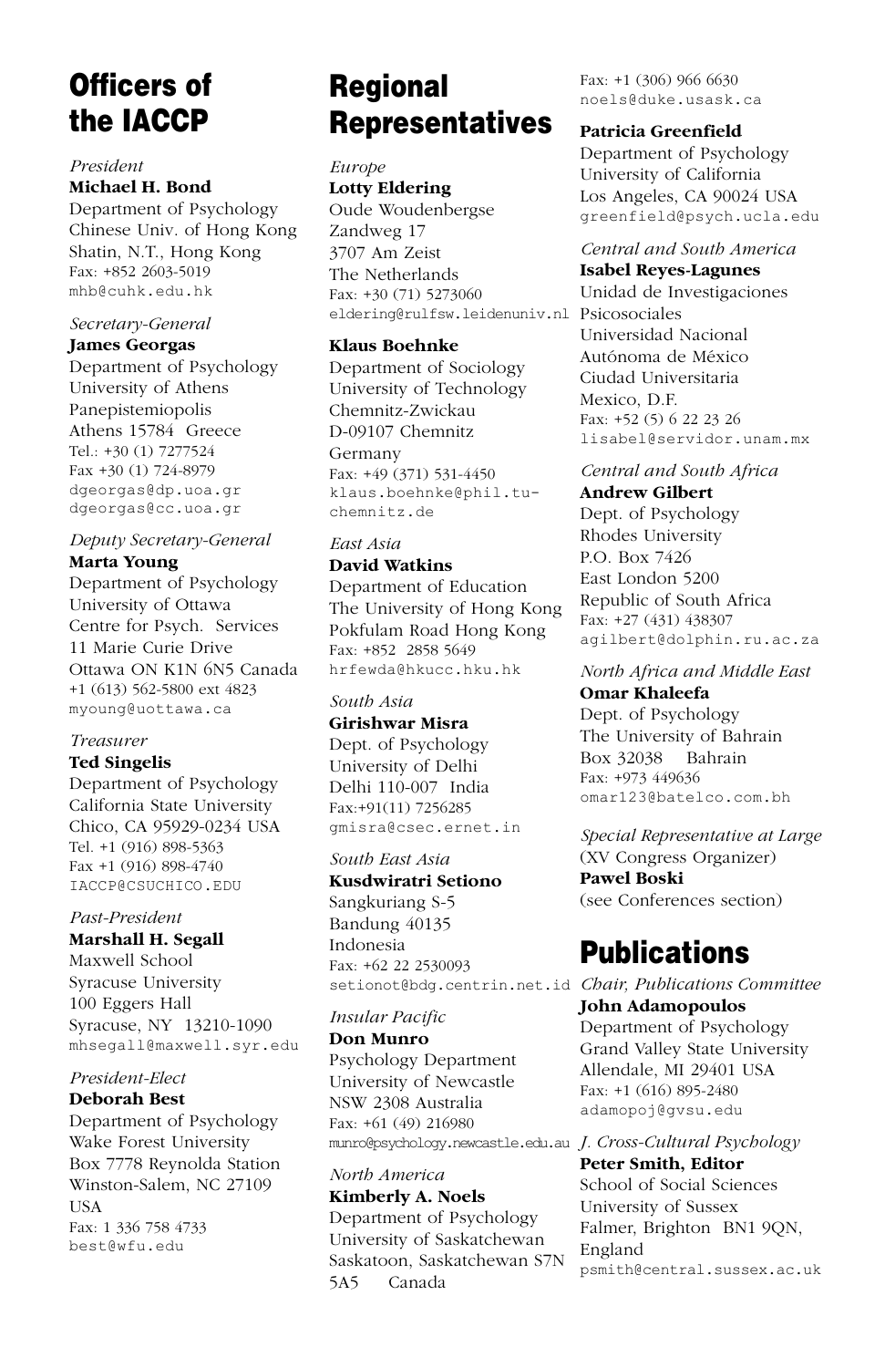# Officers of the IACCP

*President*
**Michael H. Bond**
Department of Psychology
Chinese Univ. of Hong Kong
Shatin, N.T., Hong Kong
Fax: +852 2603-5019
mhb@cuhk.edu.hk

*Secretary-General*
**James Georgas**
Department of Psychology
University of Athens
Panepistemiopolis
Athens 15784 Greece
Tel.: +30 (1) 7277524
Fax +30 (1) 724-8979
dgeorgas@dp.uoa.gr
dgeorgas@cc.uoa.gr

*Deputy Secretary-General*
**Marta Young**
Department of Psychology
University of Ottawa
Centre for Psych. Services
11 Marie Curie Drive
Ottawa ON K1N 6N5 Canada
+1 (613) 562-5800 ext 4823
myoung@uottawa.ca

*Treasurer*
**Ted Singelis**
Department of Psychology
California State University
Chico, CA 95929-0234 USA
Tel. +1 (916) 898-5363
Fax +1 (916) 898-4740
IACCP@CSUCHICO.EDU

*Past-President*
**Marshall H. Segall**
Maxwell School
Syracuse University
100 Eggers Hall
Syracuse, NY 13210-1090
mhsegall@maxwell.syr.edu

*President-Elect*
**Deborah Best**
Department of Psychology
Wake Forest University
Box 7778 Reynolda Station
Winston-Salem, NC 27109
USA
Fax: 1 336 758 4733
best@wfu.edu

# Regional Representatives

*Europe*
**Lotty Eldering**
Oude Woudenbergse
Zandweg 17
3707 Am Zeist
The Netherlands
Fax: +30 (71) 5273060
eldering@rulfsw.leidenuniv.nl

**Klaus Boehnke**
Department of Sociology
University of Technology
Chemnitz-Zwickau
D-09107 Chemnitz
Germany
Fax: +49 (371) 531-4450
klaus.boehnke@phil.tu-chemnitz.de

*East Asia*
**David Watkins**
Department of Education
The University of Hong Kong
Pokfulam Road Hong Kong
Fax: +852 2858 5649
hrfewda@hkucc.hku.hk

*South Asia*
**Girishwar Misra**
Dept. of Psychology
University of Delhi
Delhi 110-007 India
Fax:+91(11) 7256285
gmisra@csec.ernet.in

*South East Asia*
**Kusdwiratri Setiono**
Sangkuriang S-5
Bandung 40135
Indonesia
Fax: +62 22 2530093
setionot@bdg.centrin.net.id

*Insular Pacific*
**Don Munro**
Psychology Department
University of Newcastle
NSW 2308 Australia
Fax: +61 (49) 216980
munro@psychology.newcastle.edu.au

*North America*
**Kimberly A. Noels**
Department of Psychology
University of Saskatchewan
Saskatoon, Saskatchewan S7N 5A5 Canada
Fax: +1 (306) 966 6630
noels@duke.usask.ca

**Patricia Greenfield**
Department of Psychology
University of California
Los Angeles, CA 90024 USA
greenfield@psych.ucla.edu

*Central and South America*
**Isabel Reyes-Lagunes**
Unidad de Investigaciones Psicosociales
Universidad Nacional Autónoma de México
Ciudad Universitaria
Mexico, D.F.
Fax: +52 (5) 6 22 23 26
lisabel@servidor.unam.mx

*Central and South Africa*
**Andrew Gilbert**
Dept. of Psychology
Rhodes University
P.O. Box 7426
East London 5200
Republic of South Africa
Fax: +27 (431) 438307
agilbert@dolphin.ru.ac.za

*North Africa and Middle East*
**Omar Khaleefa**
Dept. of Psychology
The University of Bahrain
Box 32038 Bahrain
Fax: +973 449636
omar123@batelco.com.bh

*Special Representative at Large*
(XV Congress Organizer)
**Pawel Boski**
(see Conferences section)

# Publications

*Chair, Publications Committee*
**John Adamopoulos**
Department of Psychology
Grand Valley State University
Allendale, MI 29401 USA
Fax: +1 (616) 895-2480
adamopoj@gvsu.edu

*J. Cross-Cultural Psychology*
**Peter Smith, Editor**
School of Social Sciences
University of Sussex
Falmer, Brighton BN1 9QN, England
psmith@central.sussex.ac.uk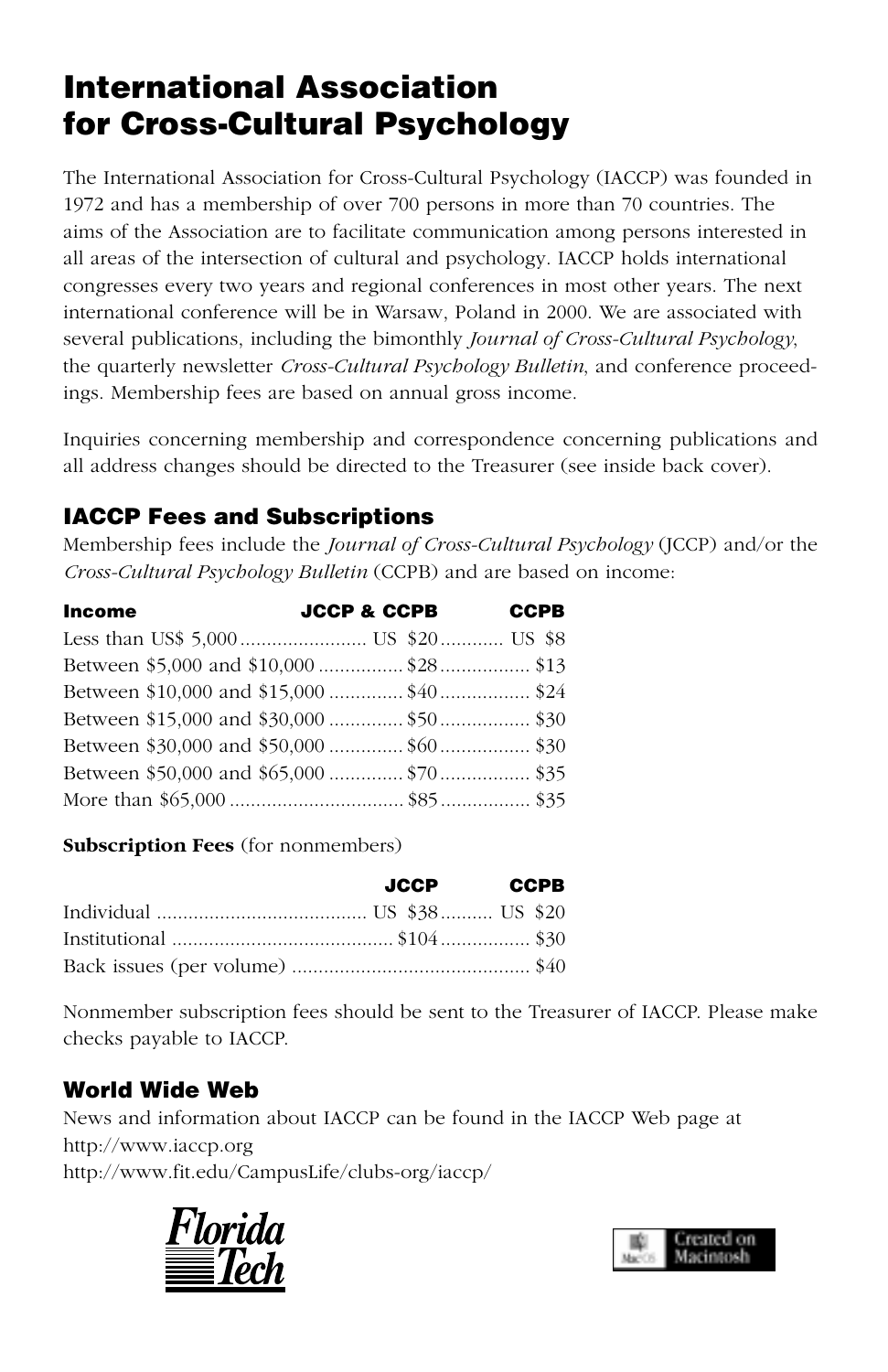# International Association for Cross-Cultural Psychology

The International Association for Cross-Cultural Psychology (IACCP) was founded in 1972 and has a membership of over 700 persons in more than 70 countries. The aims of the Association are to facilitate communication among persons interested in all areas of the intersection of cultural and psychology. IACCP holds international congresses every two years and regional conferences in most other years. The next international conference will be in Warsaw, Poland in 2000. We are associated with several publications, including the bimonthly *Journal of Cross-Cultural Psychology*, the quarterly newsletter *Cross-Cultural Psychology Bulletin*, and conference proceedings. Membership fees are based on annual gross income.

Inquiries concerning membership and correspondence concerning publications and all address changes should be directed to the Treasurer (see inside back cover).

## IACCP Fees and Subscriptions

Membership fees include the *Journal of Cross-Cultural Psychology* (JCCP) and/or the *Cross-Cultural Psychology Bulletin* (CCPB) and are based on income:

| Income | JCCP & CCPB | CCPB |
|---|---|---|
| Less than US$ 5,000 | US $20 | US $8 |
| Between $5,000 and $10,000 | $28 | $13 |
| Between $10,000 and $15,000 | $40 | $24 |
| Between $15,000 and $30,000 | $50 | $30 |
| Between $30,000 and $50,000 | $60 | $30 |
| Between $50,000 and $65,000 | $70 | $35 |
| More than $65,000 | $85 | $35 |

**Subscription Fees** (for nonmembers)

| | JCCP | CCPB |
|---|---|---|
| Individual | US $38 | US $20 |
| Institutional | $104 | $30 |
| Back issues (per volume) | | $40 |

Nonmember subscription fees should be sent to the Treasurer of IACCP. Please make checks payable to IACCP.

## World Wide Web

News and information about IACCP can be found in the IACCP Web page at
http://www.iaccp.org
http://www.fit.edu/CampusLife/clubs-org/iaccp/

Florida Tech

Created on Macintosh